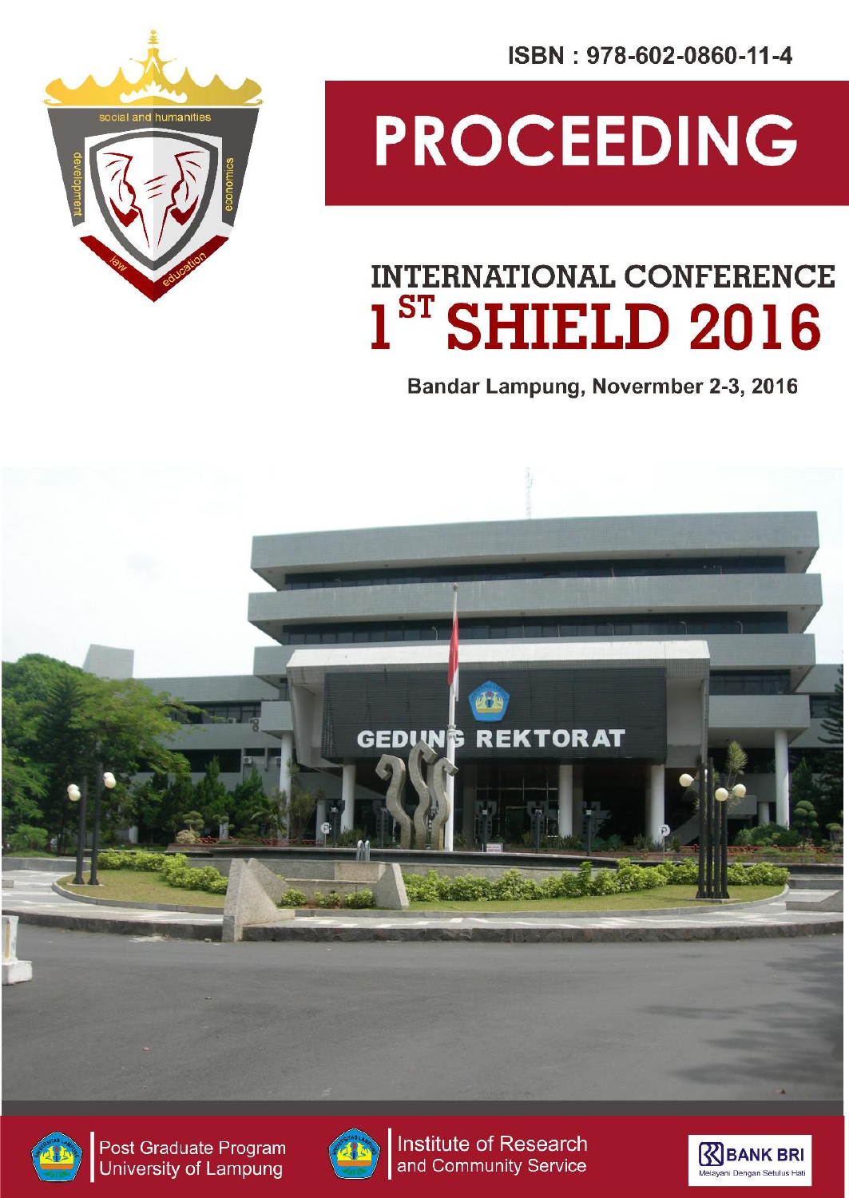ISBN : 978-602-0860-11-4

# PROCEEDING

## INTERNATIONAL CONFERENCE 1ST SHIELD 2016

**Bandar Lampung, Novermber 2-3, 2016**

Post Graduate Program
University of Lampung

Institute of Research
and Community Service

BANK BRI
Melayani Dengan Setulus Hati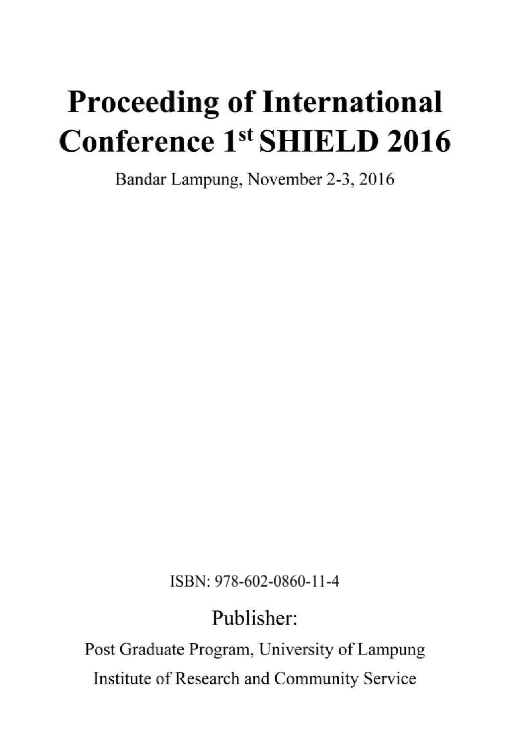# Proceeding of International Conference 1st SHIELD 2016

Bandar Lampung, November 2-3, 2016

ISBN: 978-602-0860-11-4

Publisher:

Post Graduate Program, University of Lampung

Institute of Research and Community Service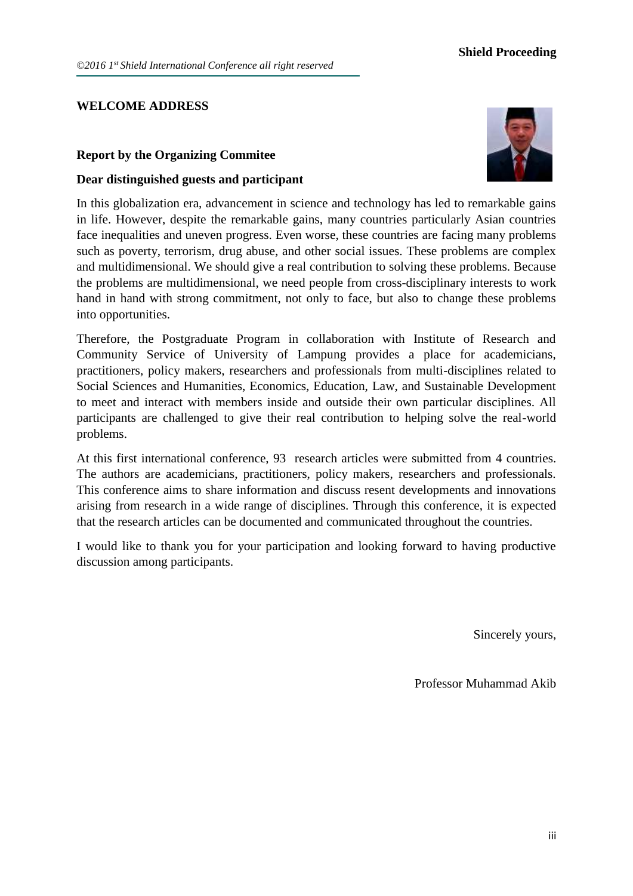## WELCOME ADDRESS

### Report by the Organizing Commitee

**Dear distinguished guests and participant**

In this globalization era, advancement in science and technology has led to remarkable gains in life. However, despite the remarkable gains, many countries particularly Asian countries face inequalities and uneven progress. Even worse, these countries are facing many problems such as poverty, terrorism, drug abuse, and other social issues. These problems are complex and multidimensional. We should give a real contribution to solving these problems. Because the problems are multidimensional, we need people from cross-disciplinary interests to work hand in hand with strong commitment, not only to face, but also to change these problems into opportunities.

Therefore, the Postgraduate Program in collaboration with Institute of Research and Community Service of University of Lampung provides a place for academicians, practitioners, policy makers, researchers and professionals from multi-disciplines related to Social Sciences and Humanities, Economics, Education, Law, and Sustainable Development to meet and interact with members inside and outside their own particular disciplines. All participants are challenged to give their real contribution to helping solve the real-world problems.

At this first international conference, 93 research articles were submitted from 4 countries. The authors are academicians, practitioners, policy makers, researchers and professionals. This conference aims to share information and discuss resent developments and innovations arising from research in a wide range of disciplines. Through this conference, it is expected that the research articles can be documented and communicated throughout the countries.

I would like to thank you for your participation and looking forward to having productive discussion among participants.

Sincerely yours,

Professor Muhammad Akib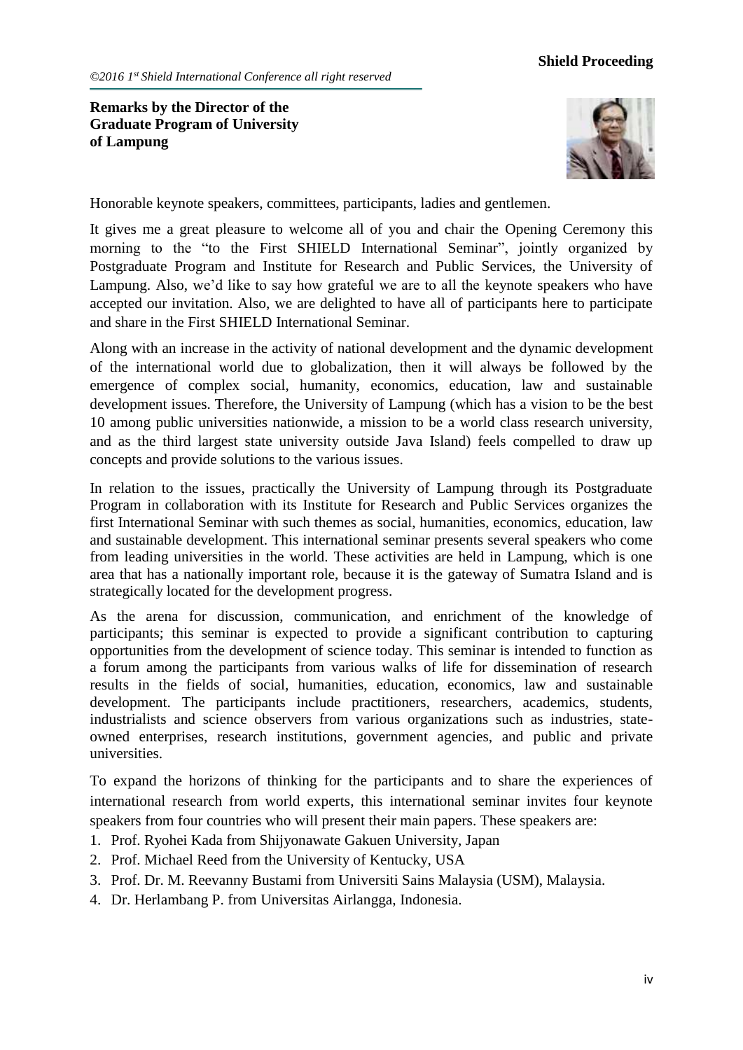**Remarks by the Director of the Graduate Program of University of Lampung**

Honorable keynote speakers, committees, participants, ladies and gentlemen.

It gives me a great pleasure to welcome all of you and chair the Opening Ceremony this morning to the "to the First SHIELD International Seminar", jointly organized by Postgraduate Program and Institute for Research and Public Services, the University of Lampung. Also, we'd like to say how grateful we are to all the keynote speakers who have accepted our invitation. Also, we are delighted to have all of participants here to participate and share in the First SHIELD International Seminar.

Along with an increase in the activity of national development and the dynamic development of the international world due to globalization, then it will always be followed by the emergence of complex social, humanity, economics, education, law and sustainable development issues. Therefore, the University of Lampung (which has a vision to be the best 10 among public universities nationwide, a mission to be a world class research university, and as the third largest state university outside Java Island) feels compelled to draw up concepts and provide solutions to the various issues.

In relation to the issues, practically the University of Lampung through its Postgraduate Program in collaboration with its Institute for Research and Public Services organizes the first International Seminar with such themes as social, humanities, economics, education, law and sustainable development. This international seminar presents several speakers who come from leading universities in the world. These activities are held in Lampung, which is one area that has a nationally important role, because it is the gateway of Sumatra Island and is strategically located for the development progress.

As the arena for discussion, communication, and enrichment of the knowledge of participants; this seminar is expected to provide a significant contribution to capturing opportunities from the development of science today. This seminar is intended to function as a forum among the participants from various walks of life for dissemination of research results in the fields of social, humanities, education, economics, law and sustainable development. The participants include practitioners, researchers, academics, students, industrialists and science observers from various organizations such as industries, state-owned enterprises, research institutions, government agencies, and public and private universities.

To expand the horizons of thinking for the participants and to share the experiences of international research from world experts, this international seminar invites four keynote speakers from four countries who will present their main papers. These speakers are:

1. Prof. Ryohei Kada from Shijyonawate Gakuen University, Japan
2. Prof. Michael Reed from the University of Kentucky, USA
3. Prof. Dr. M. Reevanny Bustami from Universiti Sains Malaysia (USM), Malaysia.
4. Dr. Herlambang P. from Universitas Airlangga, Indonesia.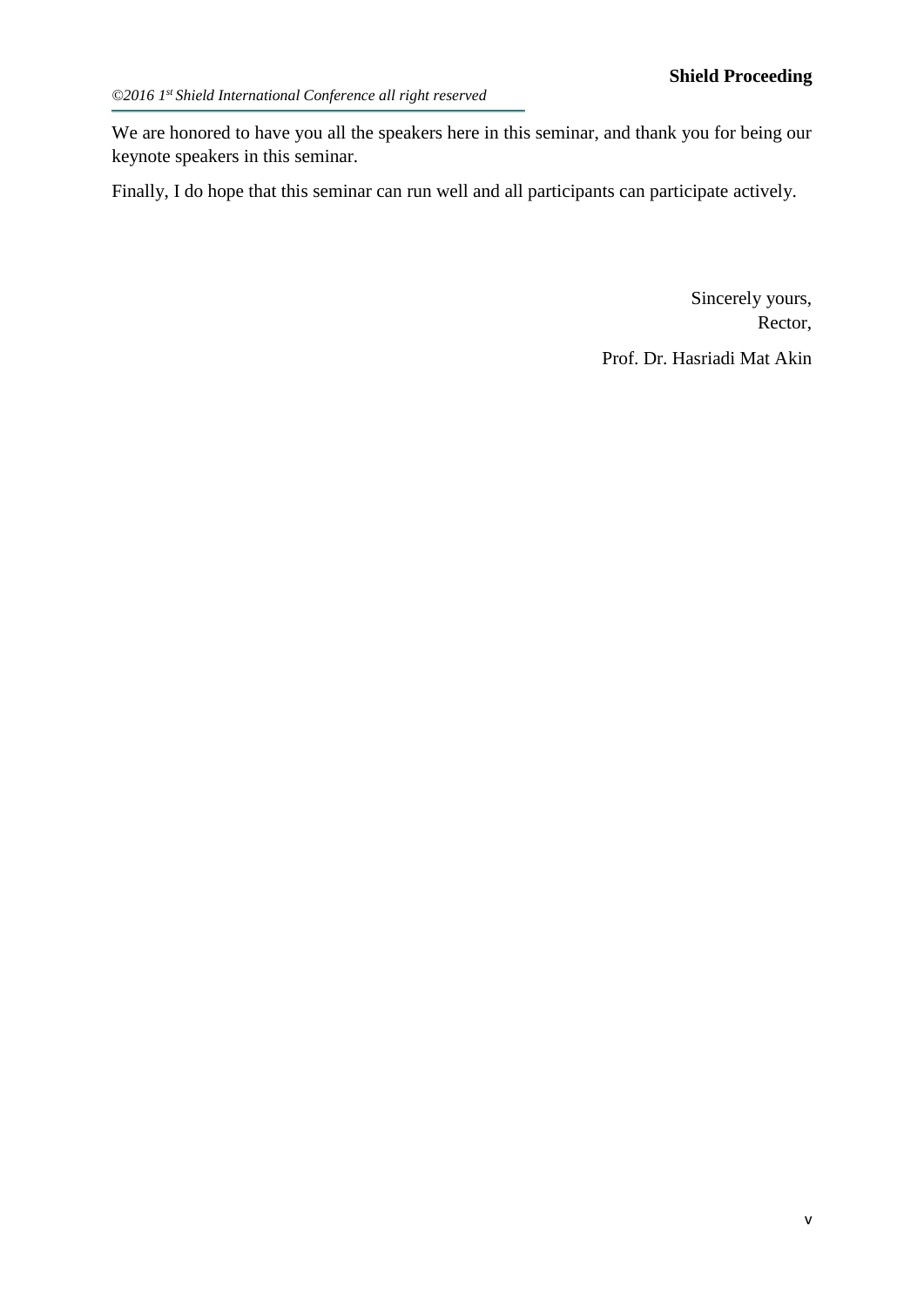We are honored to have you all the speakers here in this seminar, and thank you for being our keynote speakers in this seminar.

Finally, I do hope that this seminar can run well and all participants can participate actively.

Sincerely yours,
Rector,

Prof. Dr. Hasriadi Mat Akin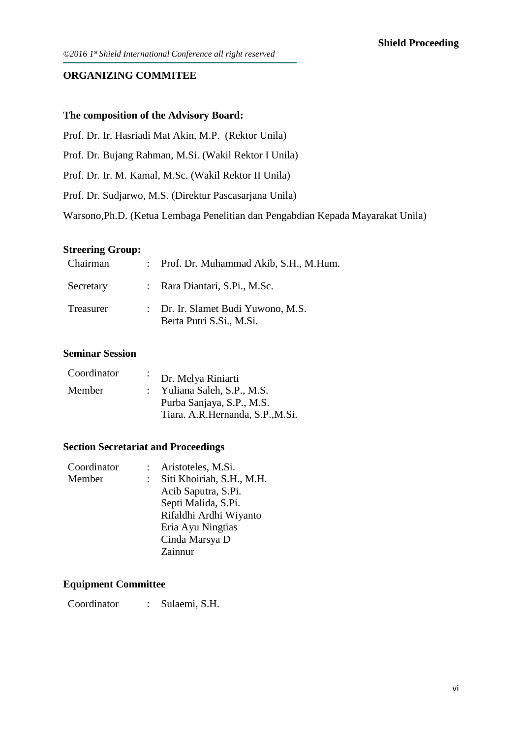## ORGANIZING COMMITEE

### The composition of the Advisory Board:

Prof. Dr. Ir. Hasriadi Mat Akin, M.P. (Rektor Unila)

Prof. Dr. Bujang Rahman, M.Si. (Wakil Rektor I Unila)

Prof. Dr. Ir. M. Kamal, M.Sc. (Wakil Rektor II Unila)

Prof. Dr. Sudjarwo, M.S. (Direktur Pascasarjana Unila)

Warsono,Ph.D. (Ketua Lembaga Penelitian dan Pengabdian Kepada Mayarakat Unila)

### Streering Group:

| | | |
|---|---|---|
| Chairman | : | Prof. Dr. Muhammad Akib, S.H., M.Hum. |
| Secretary | : | Rara Diantari, S.Pi., M.Sc. |
| Treasurer | : | Dr. Ir. Slamet Budi Yuwono, M.S.<br>Berta Putri S.Si., M.Si. |

### Seminar Session

| | | |
|---|---|---|
| Coordinator | : | Dr. Melya Riniarti |
| Member | : | Yuliana Saleh, S.P., M.S.<br>Purba Sanjaya, S.P., M.S.<br>Tiara. A.R.Hernanda, S.P.,M.Si. |

### Section Secretariat and Proceedings

| | | |
|---|---|---|
| Coordinator | : | Aristoteles, M.Si. |
| Member | : | Siti Khoiriah, S.H., M.H.<br>Acib Saputra, S.Pi.<br>Septi Malida, S.Pi.<br>Rifaldhi Ardhi Wiyanto<br>Eria Ayu Ningtias<br>Cinda Marsya D<br>Zainnur |

### Equipment Committee

| | | |
|---|---|---|
| Coordinator | : | Sulaemi, S.H. |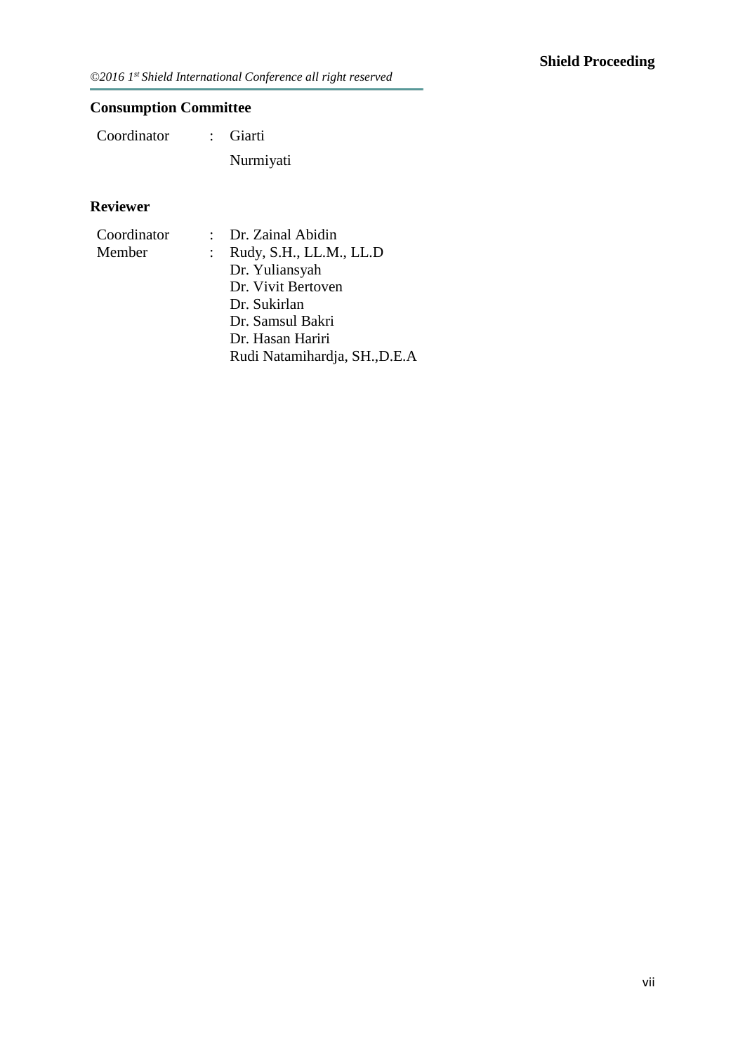## Consumption Committee

| | | |
|---|---|---|
| Coordinator | : | Giarti |
| | | Nurmiyati |

## Reviewer

| | | |
|---|---|---|
| Coordinator | : | Dr. Zainal Abidin |
| Member | : | Rudy, S.H., LL.M., LL.D |
| | | Dr. Yuliansyah |
| | | Dr. Vivit Bertoven |
| | | Dr. Sukirlan |
| | | Dr. Samsul Bakri |
| | | Dr. Hasan Hariri |
| | | Rudi Natamihardja, SH.,D.E.A |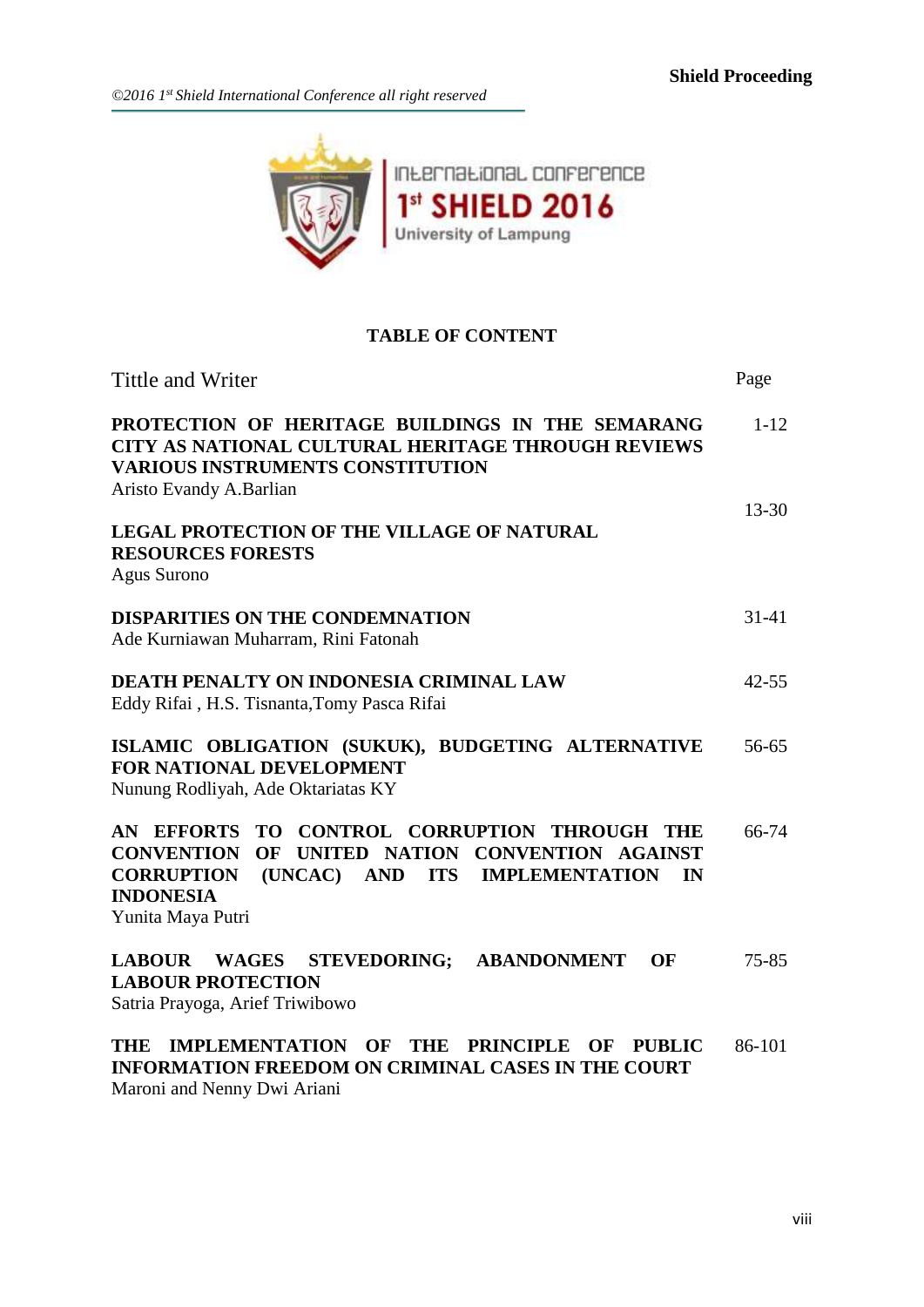## TABLE OF CONTENT

| Tittle and Writer | Page |
|---|---|
| **PROTECTION OF HERITAGE BUILDINGS IN THE SEMARANG CITY AS NATIONAL CULTURAL HERITAGE THROUGH REVIEWS VARIOUS INSTRUMENTS CONSTITUTION**<br>Aristo Evandy A.Barlian | 1-12 |
| **LEGAL PROTECTION OF THE VILLAGE OF NATURAL RESOURCES FORESTS**<br>Agus Surono | 13-30 |
| **DISPARITIES ON THE CONDEMNATION**<br>Ade Kurniawan Muharram, Rini Fatonah | 31-41 |
| **DEATH PENALTY ON INDONESIA CRIMINAL LAW**<br>Eddy Rifai , H.S. Tisnanta,Tomy Pasca Rifai | 42-55 |
| **ISLAMIC OBLIGATION (SUKUK), BUDGETING ALTERNATIVE FOR NATIONAL DEVELOPMENT**<br>Nunung Rodliyah, Ade Oktariatas KY | 56-65 |
| **AN EFFORTS TO CONTROL CORRUPTION THROUGH THE CONVENTION OF UNITED NATION CONVENTION AGAINST CORRUPTION (UNCAC) AND ITS IMPLEMENTATION IN INDONESIA**<br>Yunita Maya Putri | 66-74 |
| **LABOUR WAGES STEVEDORING; ABANDONMENT OF LABOUR PROTECTION**<br>Satria Prayoga, Arief Triwibowo | 75-85 |
| **THE IMPLEMENTATION OF THE PRINCIPLE OF PUBLIC INFORMATION FREEDOM ON CRIMINAL CASES IN THE COURT**<br>Maroni and Nenny Dwi Ariani | 86-101 |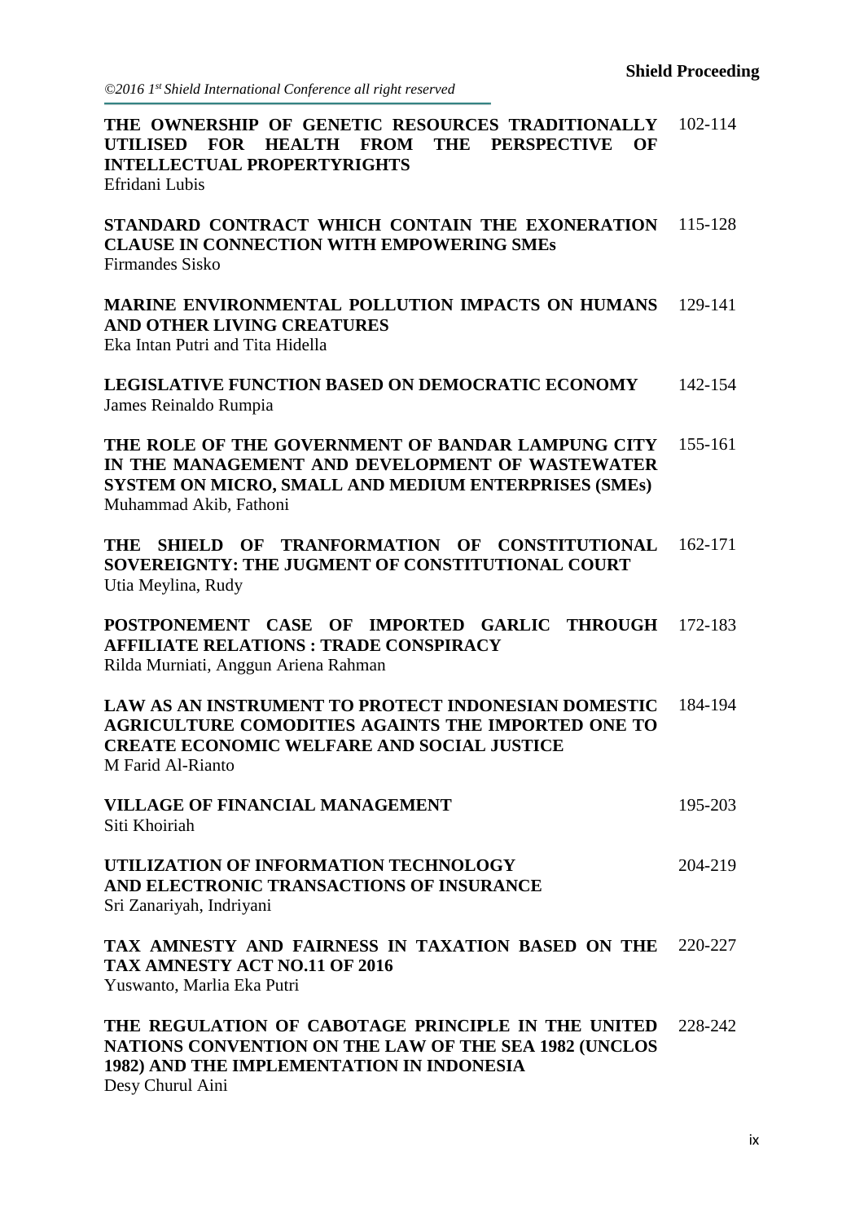**THE OWNERSHIP OF GENETIC RESOURCES TRADITIONALLY UTILISED FOR HEALTH FROM THE PERSPECTIVE OF INTELLECTUAL PROPERTYRIGHTS** 102-114
Efridani Lubis

**STANDARD CONTRACT WHICH CONTAIN THE EXONERATION CLAUSE IN CONNECTION WITH EMPOWERING SMEs** 115-128
Firmandes Sisko

**MARINE ENVIRONMENTAL POLLUTION IMPACTS ON HUMANS AND OTHER LIVING CREATURES** 129-141
Eka Intan Putri and Tita Hidella

**LEGISLATIVE FUNCTION BASED ON DEMOCRATIC ECONOMY** 142-154
James Reinaldo Rumpia

**THE ROLE OF THE GOVERNMENT OF BANDAR LAMPUNG CITY IN THE MANAGEMENT AND DEVELOPMENT OF WASTEWATER SYSTEM ON MICRO, SMALL AND MEDIUM ENTERPRISES (SMEs)** 155-161
Muhammad Akib, Fathoni

**THE SHIELD OF TRANFORMATION OF CONSTITUTIONAL SOVEREIGNTY: THE JUGMENT OF CONSTITUTIONAL COURT** 162-171
Utia Meylina, Rudy

**POSTPONEMENT CASE OF IMPORTED GARLIC THROUGH AFFILIATE RELATIONS : TRADE CONSPIRACY** 172-183
Rilda Murniati, Anggun Ariena Rahman

**LAW AS AN INSTRUMENT TO PROTECT INDONESIAN DOMESTIC AGRICULTURE COMODITIES AGAINTS THE IMPORTED ONE TO CREATE ECONOMIC WELFARE AND SOCIAL JUSTICE** 184-194
M Farid Al-Rianto

**VILLAGE OF FINANCIAL MANAGEMENT** 195-203
Siti Khoiriah

**UTILIZATION OF INFORMATION TECHNOLOGY AND ELECTRONIC TRANSACTIONS OF INSURANCE** 204-219
Sri Zanariyah, Indriyani

**TAX AMNESTY AND FAIRNESS IN TAXATION BASED ON THE TAX AMNESTY ACT NO.11 OF 2016** 220-227
Yuswanto, Marlia Eka Putri

**THE REGULATION OF CABOTAGE PRINCIPLE IN THE UNITED NATIONS CONVENTION ON THE LAW OF THE SEA 1982 (UNCLOS 1982) AND THE IMPLEMENTATION IN INDONESIA** 228-242
Desy Churul Aini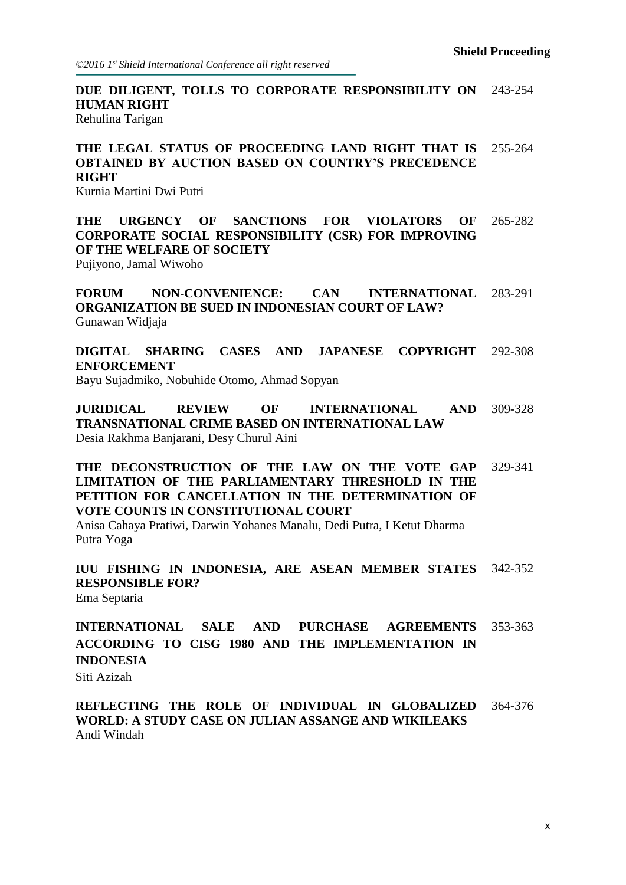**DUE DILIGENT, TOLLS TO CORPORATE RESPONSIBILITY ON HUMAN RIGHT** 243-254
Rehulina Tarigan

**THE LEGAL STATUS OF PROCEEDING LAND RIGHT THAT IS OBTAINED BY AUCTION BASED ON COUNTRY'S PRECEDENCE RIGHT** 255-264
Kurnia Martini Dwi Putri

**THE URGENCY OF SANCTIONS FOR VIOLATORS OF CORPORATE SOCIAL RESPONSIBILITY (CSR) FOR IMPROVING OF THE WELFARE OF SOCIETY** 265-282
Pujiyono, Jamal Wiwoho

**FORUM NON-CONVENIENCE: CAN INTERNATIONAL ORGANIZATION BE SUED IN INDONESIAN COURT OF LAW?** 283-291
Gunawan Widjaja

**DIGITAL SHARING CASES AND JAPANESE COPYRIGHT ENFORCEMENT** 292-308
Bayu Sujadmiko, Nobuhide Otomo, Ahmad Sopyan

**JURIDICAL REVIEW OF INTERNATIONAL AND TRANSNATIONAL CRIME BASED ON INTERNATIONAL LAW** 309-328
Desia Rakhma Banjarani, Desy Churul Aini

**THE DECONSTRUCTION OF THE LAW ON THE VOTE GAP LIMITATION OF THE PARLIAMENTARY THRESHOLD IN THE PETITION FOR CANCELLATION IN THE DETERMINATION OF VOTE COUNTS IN CONSTITUTIONAL COURT** 329-341
Anisa Cahaya Pratiwi, Darwin Yohanes Manalu, Dedi Putra, I Ketut Dharma Putra Yoga

**IUU FISHING IN INDONESIA, ARE ASEAN MEMBER STATES RESPONSIBLE FOR?** 342-352
Ema Septaria

**INTERNATIONAL SALE AND PURCHASE AGREEMENTS ACCORDING TO CISG 1980 AND THE IMPLEMENTATION IN INDONESIA** 353-363
Siti Azizah

**REFLECTING THE ROLE OF INDIVIDUAL IN GLOBALIZED WORLD: A STUDY CASE ON JULIAN ASSANGE AND WIKILEAKS** 364-376
Andi Windah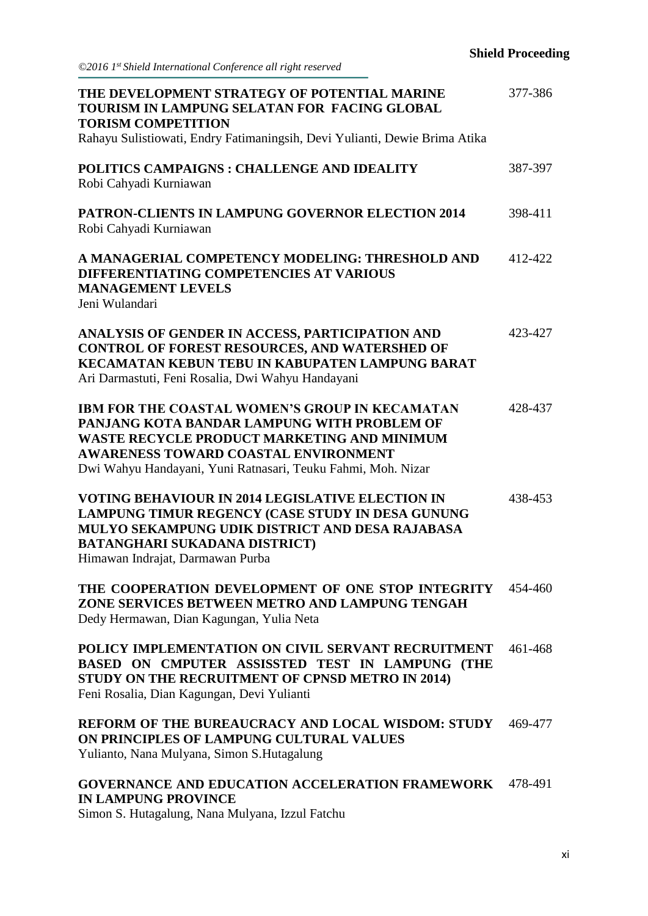| | |
|---|---|
| **THE DEVELOPMENT STRATEGY OF POTENTIAL MARINE TOURISM IN LAMPUNG SELATAN FOR FACING GLOBAL TORISM COMPETITION**<br>Rahayu Sulistiowati, Endry Fatimaningsih, Devi Yulianti, Dewie Brima Atika | 377-386 |
| **POLITICS CAMPAIGNS : CHALLENGE AND IDEALITY**<br>Robi Cahyadi Kurniawan | 387-397 |
| **PATRON-CLIENTS IN LAMPUNG GOVERNOR ELECTION 2014**<br>Robi Cahyadi Kurniawan | 398-411 |
| **A MANAGERIAL COMPETENCY MODELING: THRESHOLD AND DIFFERENTIATING COMPETENCIES AT VARIOUS MANAGEMENT LEVELS**<br>Jeni Wulandari | 412-422 |
| **ANALYSIS OF GENDER IN ACCESS, PARTICIPATION AND CONTROL OF FOREST RESOURCES, AND WATERSHED OF KECAMATAN KEBUN TEBU IN KABUPATEN LAMPUNG BARAT**<br>Ari Darmastuti, Feni Rosalia, Dwi Wahyu Handayani | 423-427 |
| **IBM FOR THE COASTAL WOMEN'S GROUP IN KECAMATAN PANJANG KOTA BANDAR LAMPUNG WITH PROBLEM OF WASTE RECYCLE PRODUCT MARKETING AND MINIMUM AWARENESS TOWARD COASTAL ENVIRONMENT**<br>Dwi Wahyu Handayani, Yuni Ratnasari, Teuku Fahmi, Moh. Nizar | 428-437 |
| **VOTING BEHAVIOUR IN 2014 LEGISLATIVE ELECTION IN LAMPUNG TIMUR REGENCY (CASE STUDY IN DESA GUNUNG MULYO SEKAMPUNG UDIK DISTRICT AND DESA RAJABASA BATANGHARI SUKADANA DISTRICT)**<br>Himawan Indrajat, Darmawan Purba | 438-453 |
| **THE COOPERATION DEVELOPMENT OF ONE STOP INTEGRITY ZONE SERVICES BETWEEN METRO AND LAMPUNG TENGAH**<br>Dedy Hermawan, Dian Kagungan, Yulia Neta | 454-460 |
| **POLICY IMPLEMENTATION ON CIVIL SERVANT RECRUITMENT BASED ON CMPUTER ASSISSTED TEST IN LAMPUNG (THE STUDY ON THE RECRUITMENT OF CPNSD METRO IN 2014)**<br>Feni Rosalia, Dian Kagungan, Devi Yulianti | 461-468 |
| **REFORM OF THE BUREAUCRACY AND LOCAL WISDOM: STUDY ON PRINCIPLES OF LAMPUNG CULTURAL VALUES**<br>Yulianto, Nana Mulyana, Simon S.Hutagalung | 469-477 |
| **GOVERNANCE AND EDUCATION ACCELERATION FRAMEWORK IN LAMPUNG PROVINCE**<br>Simon S. Hutagalung, Nana Mulyana, Izzul Fatchu | 478-491 |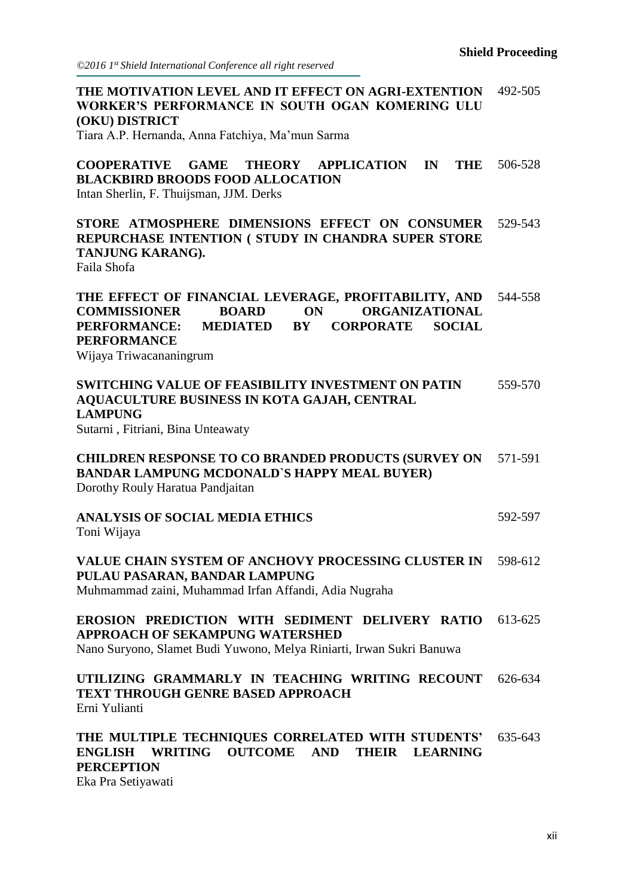**THE MOTIVATION LEVEL AND IT EFFECT ON AGRI-EXTENTION WORKER'S PERFORMANCE IN SOUTH OGAN KOMERING ULU (OKU) DISTRICT** 492-505
Tiara A.P. Hernanda, Anna Fatchiya, Ma'mun Sarma

**COOPERATIVE GAME THEORY APPLICATION IN THE BLACKBIRD BROODS FOOD ALLOCATION** 506-528
Intan Sherlin, F. Thuijsman, JJM. Derks

**STORE ATMOSPHERE DIMENSIONS EFFECT ON CONSUMER REPURCHASE INTENTION ( STUDY IN CHANDRA SUPER STORE TANJUNG KARANG).** 529-543
Faila Shofa

**THE EFFECT OF FINANCIAL LEVERAGE, PROFITABILITY, AND COMMISSIONER BOARD ON ORGANIZATIONAL PERFORMANCE: MEDIATED BY CORPORATE SOCIAL PERFORMANCE** 544-558
Wijaya Triwacananingrum

**SWITCHING VALUE OF FEASIBILITY INVESTMENT ON PATIN AQUACULTURE BUSINESS IN KOTA GAJAH, CENTRAL LAMPUNG** 559-570
Sutarni , Fitriani, Bina Unteawaty

**CHILDREN RESPONSE TO CO BRANDED PRODUCTS (SURVEY ON BANDAR LAMPUNG MCDONALD`S HAPPY MEAL BUYER)** 571-591
Dorothy Rouly Haratua Pandjaitan

**ANALYSIS OF SOCIAL MEDIA ETHICS** 592-597
Toni Wijaya

**VALUE CHAIN SYSTEM OF ANCHOVY PROCESSING CLUSTER IN PULAU PASARAN, BANDAR LAMPUNG** 598-612
Muhmammad zaini, Muhammad Irfan Affandi, Adia Nugraha

**EROSION PREDICTION WITH SEDIMENT DELIVERY RATIO APPROACH OF SEKAMPUNG WATERSHED** 613-625
Nano Suryono, Slamet Budi Yuwono, Melya Riniarti, Irwan Sukri Banuwa

**UTILIZING GRAMMARLY IN TEACHING WRITING RECOUNT TEXT THROUGH GENRE BASED APPROACH** 626-634
Erni Yulianti

**THE MULTIPLE TECHNIQUES CORRELATED WITH STUDENTS' ENGLISH WRITING OUTCOME AND THEIR LEARNING PERCEPTION** 635-643
Eka Pra Setiyawati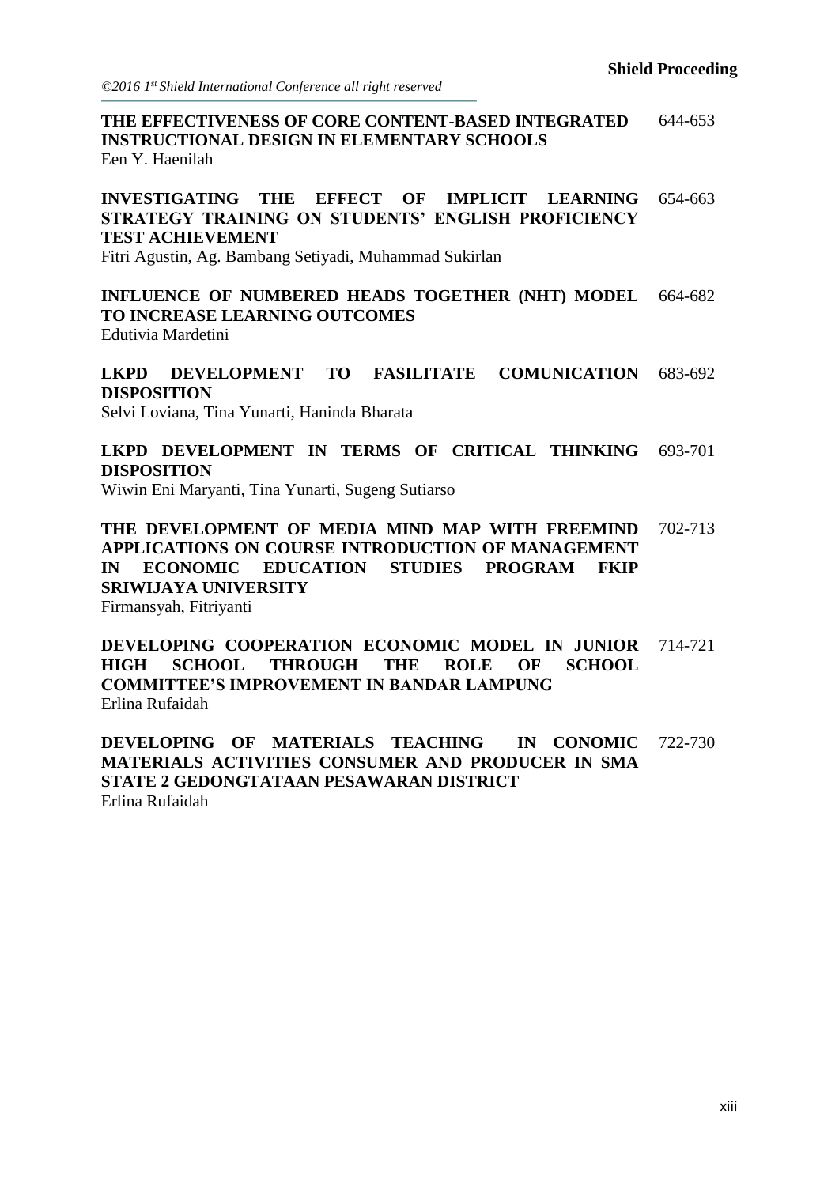**THE EFFECTIVENESS OF CORE CONTENT-BASED INTEGRATED INSTRUCTIONAL DESIGN IN ELEMENTARY SCHOOLS** 644-653
Een Y. Haenilah

**INVESTIGATING THE EFFECT OF IMPLICIT LEARNING STRATEGY TRAINING ON STUDENTS' ENGLISH PROFICIENCY TEST ACHIEVEMENT** 654-663
Fitri Agustin, Ag. Bambang Setiyadi, Muhammad Sukirlan

**INFLUENCE OF NUMBERED HEADS TOGETHER (NHT) MODEL TO INCREASE LEARNING OUTCOMES** 664-682
Edutivia Mardetini

**LKPD DEVELOPMENT TO FASILITATE COMUNICATION DISPOSITION** 683-692
Selvi Loviana, Tina Yunarti, Haninda Bharata

**LKPD DEVELOPMENT IN TERMS OF CRITICAL THINKING DISPOSITION** 693-701
Wiwin Eni Maryanti, Tina Yunarti, Sugeng Sutiarso

**THE DEVELOPMENT OF MEDIA MIND MAP WITH FREEMIND APPLICATIONS ON COURSE INTRODUCTION OF MANAGEMENT IN ECONOMIC EDUCATION STUDIES PROGRAM FKIP SRIWIJAYA UNIVERSITY** 702-713
Firmansyah, Fitriyanti

**DEVELOPING COOPERATION ECONOMIC MODEL IN JUNIOR HIGH SCHOOL THROUGH THE ROLE OF SCHOOL COMMITTEE'S IMPROVEMENT IN BANDAR LAMPUNG** 714-721
Erlina Rufaidah

**DEVELOPING OF MATERIALS TEACHING IN CONOMIC MATERIALS ACTIVITIES CONSUMER AND PRODUCER IN SMA STATE 2 GEDONGTATAAN PESAWARAN DISTRICT** 722-730
Erlina Rufaidah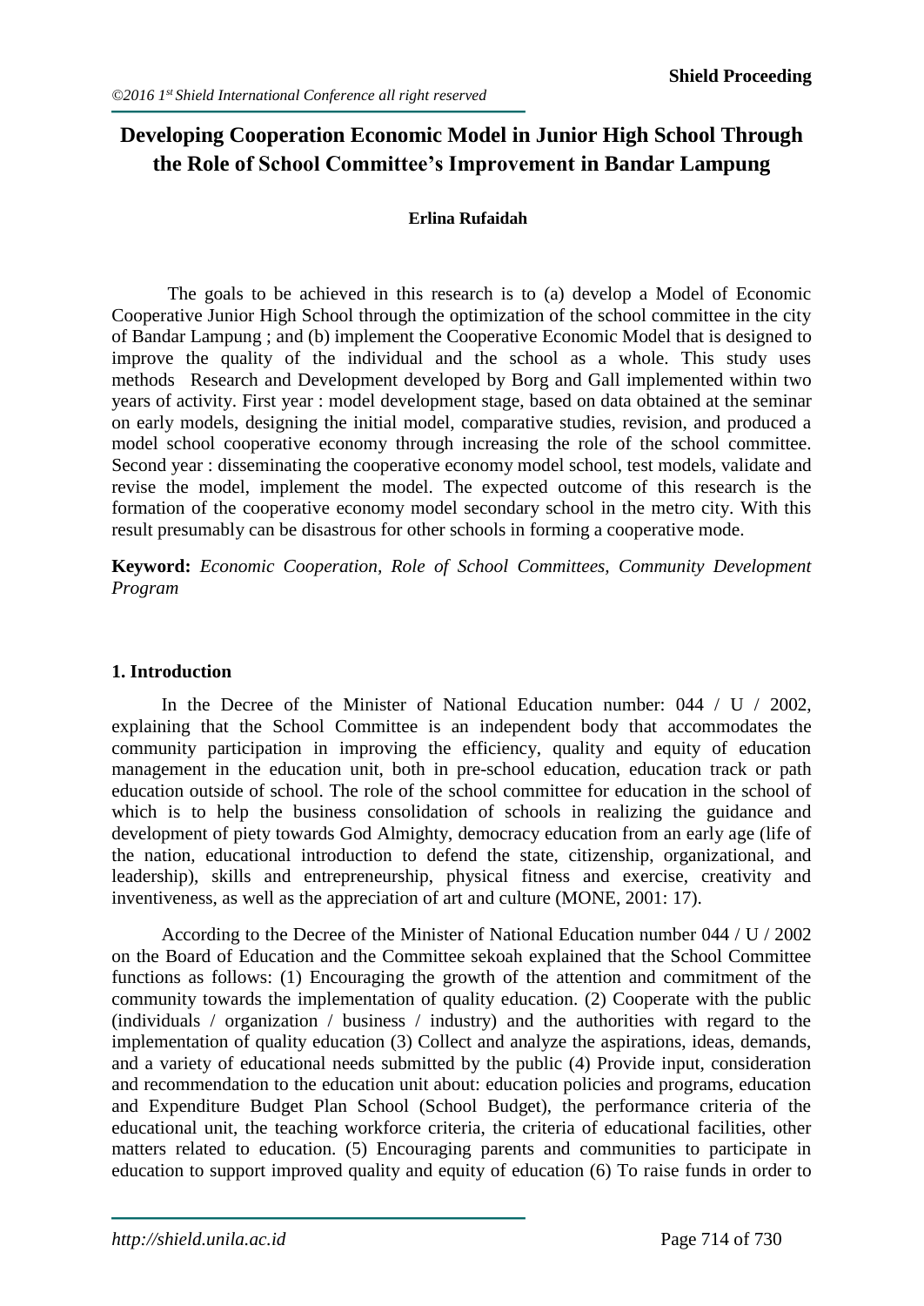# Developing Cooperation Economic Model in Junior High School Through the Role of School Committee's Improvement in Bandar Lampung

**Erlina Rufaidah**

The goals to be achieved in this research is to (a) develop a Model of Economic Cooperative Junior High School through the optimization of the school committee in the city of Bandar Lampung ; and (b) implement the Cooperative Economic Model that is designed to improve the quality of the individual and the school as a whole. This study uses methods Research and Development developed by Borg and Gall implemented within two years of activity. First year : model development stage, based on data obtained at the seminar on early models, designing the initial model, comparative studies, revision, and produced a model school cooperative economy through increasing the role of the school committee. Second year : disseminating the cooperative economy model school, test models, validate and revise the model, implement the model. The expected outcome of this research is the formation of the cooperative economy model secondary school in the metro city. With this result presumably can be disastrous for other schools in forming a cooperative mode.

**Keyword:** *Economic Cooperation, Role of School Committees, Community Development Program*

## 1. Introduction

In the Decree of the Minister of National Education number: 044 / U / 2002, explaining that the School Committee is an independent body that accommodates the community participation in improving the efficiency, quality and equity of education management in the education unit, both in pre-school education, education track or path education outside of school. The role of the school committee for education in the school of which is to help the business consolidation of schools in realizing the guidance and development of piety towards God Almighty, democracy education from an early age (life of the nation, educational introduction to defend the state, citizenship, organizational, and leadership), skills and entrepreneurship, physical fitness and exercise, creativity and inventiveness, as well as the appreciation of art and culture (MONE, 2001: 17).

According to the Decree of the Minister of National Education number 044 / U / 2002 on the Board of Education and the Committee sekoah explained that the School Committee functions as follows: (1) Encouraging the growth of the attention and commitment of the community towards the implementation of quality education. (2) Cooperate with the public (individuals / organization / business / industry) and the authorities with regard to the implementation of quality education (3) Collect and analyze the aspirations, ideas, demands, and a variety of educational needs submitted by the public (4) Provide input, consideration and recommendation to the education unit about: education policies and programs, education and Expenditure Budget Plan School (School Budget), the performance criteria of the educational unit, the teaching workforce criteria, the criteria of educational facilities, other matters related to education. (5) Encouraging parents and communities to participate in education to support improved quality and equity of education (6) To raise funds in order to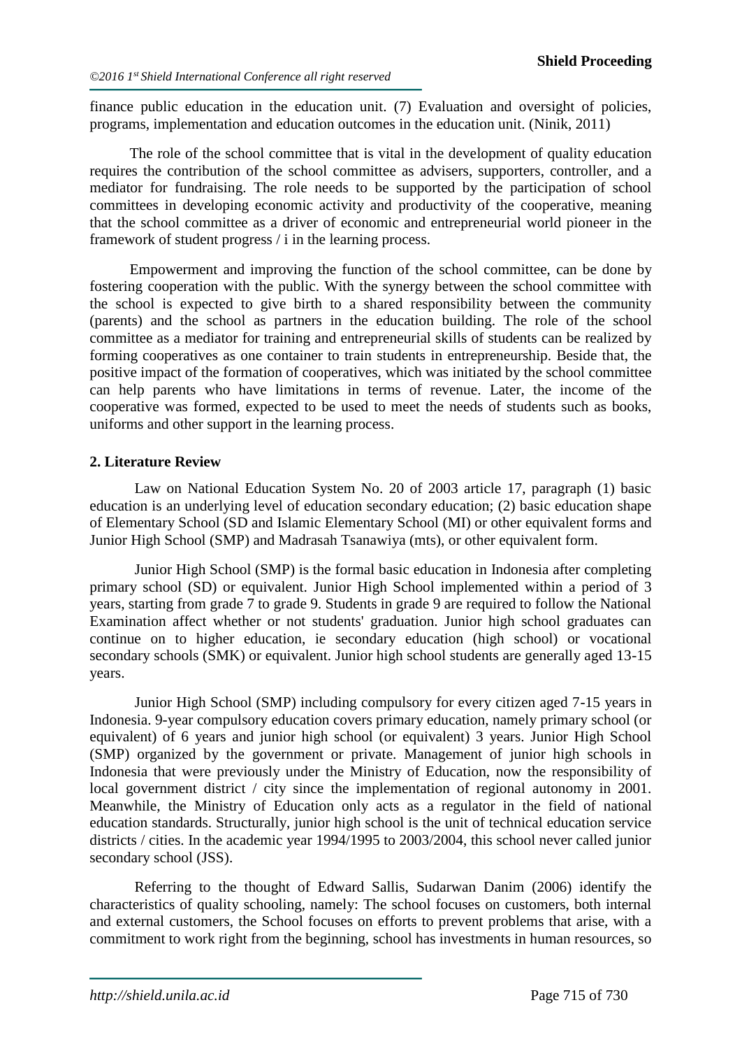finance public education in the education unit. (7) Evaluation and oversight of policies, programs, implementation and education outcomes in the education unit. (Ninik, 2011)

The role of the school committee that is vital in the development of quality education requires the contribution of the school committee as advisers, supporters, controller, and a mediator for fundraising. The role needs to be supported by the participation of school committees in developing economic activity and productivity of the cooperative, meaning that the school committee as a driver of economic and entrepreneurial world pioneer in the framework of student progress / i in the learning process.

Empowerment and improving the function of the school committee, can be done by fostering cooperation with the public. With the synergy between the school committee with the school is expected to give birth to a shared responsibility between the community (parents) and the school as partners in the education building. The role of the school committee as a mediator for training and entrepreneurial skills of students can be realized by forming cooperatives as one container to train students in entrepreneurship. Beside that, the positive impact of the formation of cooperatives, which was initiated by the school committee can help parents who have limitations in terms of revenue. Later, the income of the cooperative was formed, expected to be used to meet the needs of students such as books, uniforms and other support in the learning process.

## 2. Literature Review

Law on National Education System No. 20 of 2003 article 17, paragraph (1) basic education is an underlying level of education secondary education; (2) basic education shape of Elementary School (SD and Islamic Elementary School (MI) or other equivalent forms and Junior High School (SMP) and Madrasah Tsanawiya (mts), or other equivalent form.

Junior High School (SMP) is the formal basic education in Indonesia after completing primary school (SD) or equivalent. Junior High School implemented within a period of 3 years, starting from grade 7 to grade 9. Students in grade 9 are required to follow the National Examination affect whether or not students' graduation. Junior high school graduates can continue on to higher education, ie secondary education (high school) or vocational secondary schools (SMK) or equivalent. Junior high school students are generally aged 13-15 years.

Junior High School (SMP) including compulsory for every citizen aged 7-15 years in Indonesia. 9-year compulsory education covers primary education, namely primary school (or equivalent) of 6 years and junior high school (or equivalent) 3 years. Junior High School (SMP) organized by the government or private. Management of junior high schools in Indonesia that were previously under the Ministry of Education, now the responsibility of local government district / city since the implementation of regional autonomy in 2001. Meanwhile, the Ministry of Education only acts as a regulator in the field of national education standards. Structurally, junior high school is the unit of technical education service districts / cities. In the academic year 1994/1995 to 2003/2004, this school never called junior secondary school (JSS).

Referring to the thought of Edward Sallis, Sudarwan Danim (2006) identify the characteristics of quality schooling, namely: The school focuses on customers, both internal and external customers, the School focuses on efforts to prevent problems that arise, with a commitment to work right from the beginning, school has investments in human resources, so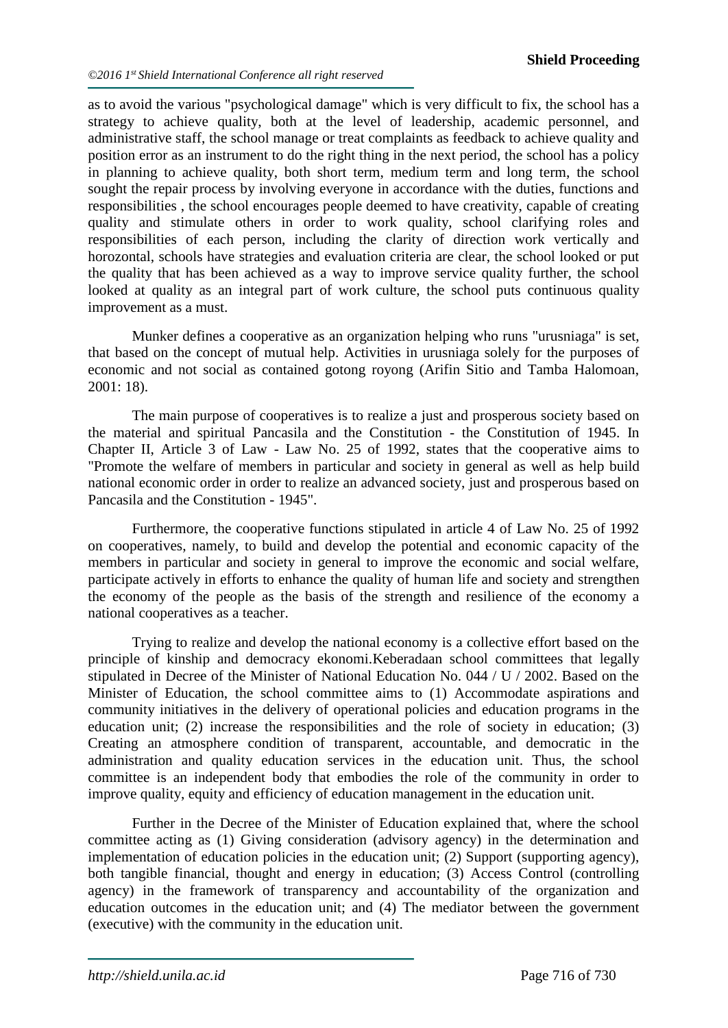as to avoid the various "psychological damage" which is very difficult to fix, the school has a strategy to achieve quality, both at the level of leadership, academic personnel, and administrative staff, the school manage or treat complaints as feedback to achieve quality and position error as an instrument to do the right thing in the next period, the school has a policy in planning to achieve quality, both short term, medium term and long term, the school sought the repair process by involving everyone in accordance with the duties, functions and responsibilities , the school encourages people deemed to have creativity, capable of creating quality and stimulate others in order to work quality, school clarifying roles and responsibilities of each person, including the clarity of direction work vertically and horozontal, schools have strategies and evaluation criteria are clear, the school looked or put the quality that has been achieved as a way to improve service quality further, the school looked at quality as an integral part of work culture, the school puts continuous quality improvement as a must.

Munker defines a cooperative as an organization helping who runs "urusniaga" is set, that based on the concept of mutual help. Activities in urusniaga solely for the purposes of economic and not social as contained gotong royong (Arifin Sitio and Tamba Halomoan, 2001: 18).

The main purpose of cooperatives is to realize a just and prosperous society based on the material and spiritual Pancasila and the Constitution - the Constitution of 1945. In Chapter II, Article 3 of Law - Law No. 25 of 1992, states that the cooperative aims to "Promote the welfare of members in particular and society in general as well as help build national economic order in order to realize an advanced society, just and prosperous based on Pancasila and the Constitution - 1945".

Furthermore, the cooperative functions stipulated in article 4 of Law No. 25 of 1992 on cooperatives, namely, to build and develop the potential and economic capacity of the members in particular and society in general to improve the economic and social welfare, participate actively in efforts to enhance the quality of human life and society and strengthen the economy of the people as the basis of the strength and resilience of the economy a national cooperatives as a teacher.

Trying to realize and develop the national economy is a collective effort based on the principle of kinship and democracy ekonomi.Keberadaan school committees that legally stipulated in Decree of the Minister of National Education No. 044 / U / 2002. Based on the Minister of Education, the school committee aims to (1) Accommodate aspirations and community initiatives in the delivery of operational policies and education programs in the education unit; (2) increase the responsibilities and the role of society in education; (3) Creating an atmosphere condition of transparent, accountable, and democratic in the administration and quality education services in the education unit. Thus, the school committee is an independent body that embodies the role of the community in order to improve quality, equity and efficiency of education management in the education unit.

Further in the Decree of the Minister of Education explained that, where the school committee acting as (1) Giving consideration (advisory agency) in the determination and implementation of education policies in the education unit; (2) Support (supporting agency), both tangible financial, thought and energy in education; (3) Access Control (controlling agency) in the framework of transparency and accountability of the organization and education outcomes in the education unit; and (4) The mediator between the government (executive) with the community in the education unit.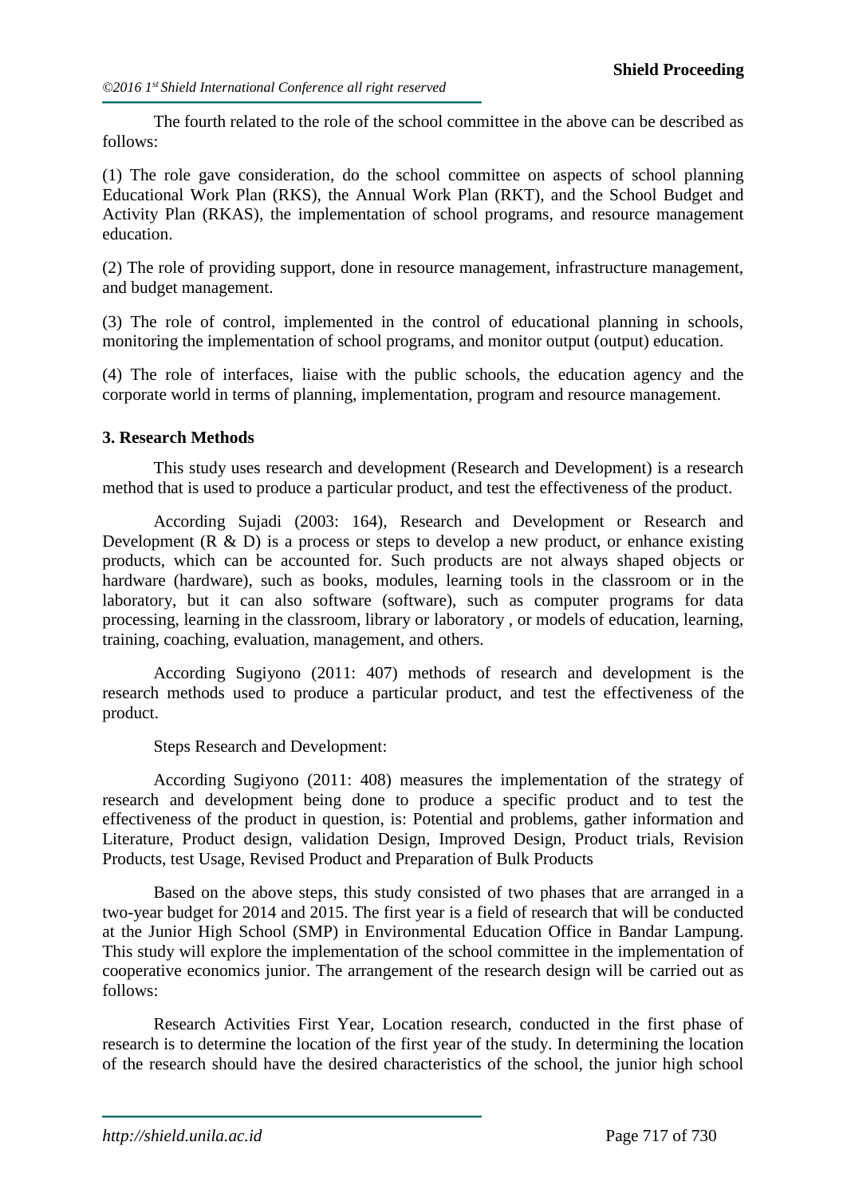The fourth related to the role of the school committee in the above can be described as follows:

(1) The role gave consideration, do the school committee on aspects of school planning Educational Work Plan (RKS), the Annual Work Plan (RKT), and the School Budget and Activity Plan (RKAS), the implementation of school programs, and resource management education.

(2) The role of providing support, done in resource management, infrastructure management, and budget management.

(3) The role of control, implemented in the control of educational planning in schools, monitoring the implementation of school programs, and monitor output (output) education.

(4) The role of interfaces, liaise with the public schools, the education agency and the corporate world in terms of planning, implementation, program and resource management.

**3. Research Methods**

This study uses research and development (Research and Development) is a research method that is used to produce a particular product, and test the effectiveness of the product.

According Sujadi (2003: 164), Research and Development or Research and Development (R & D) is a process or steps to develop a new product, or enhance existing products, which can be accounted for. Such products are not always shaped objects or hardware (hardware), such as books, modules, learning tools in the classroom or in the laboratory, but it can also software (software), such as computer programs for data processing, learning in the classroom, library or laboratory , or models of education, learning, training, coaching, evaluation, management, and others.

According Sugiyono (2011: 407) methods of research and development is the research methods used to produce a particular product, and test the effectiveness of the product.

Steps Research and Development:

According Sugiyono (2011: 408) measures the implementation of the strategy of research and development being done to produce a specific product and to test the effectiveness of the product in question, is: Potential and problems, gather information and Literature, Product design, validation Design, Improved Design, Product trials, Revision Products, test Usage, Revised Product and Preparation of Bulk Products

Based on the above steps, this study consisted of two phases that are arranged in a two-year budget for 2014 and 2015. The first year is a field of research that will be conducted at the Junior High School (SMP) in Environmental Education Office in Bandar Lampung. This study will explore the implementation of the school committee in the implementation of cooperative economics junior. The arrangement of the research design will be carried out as follows:

Research Activities First Year, Location research, conducted in the first phase of research is to determine the location of the first year of the study. In determining the location of the research should have the desired characteristics of the school, the junior high school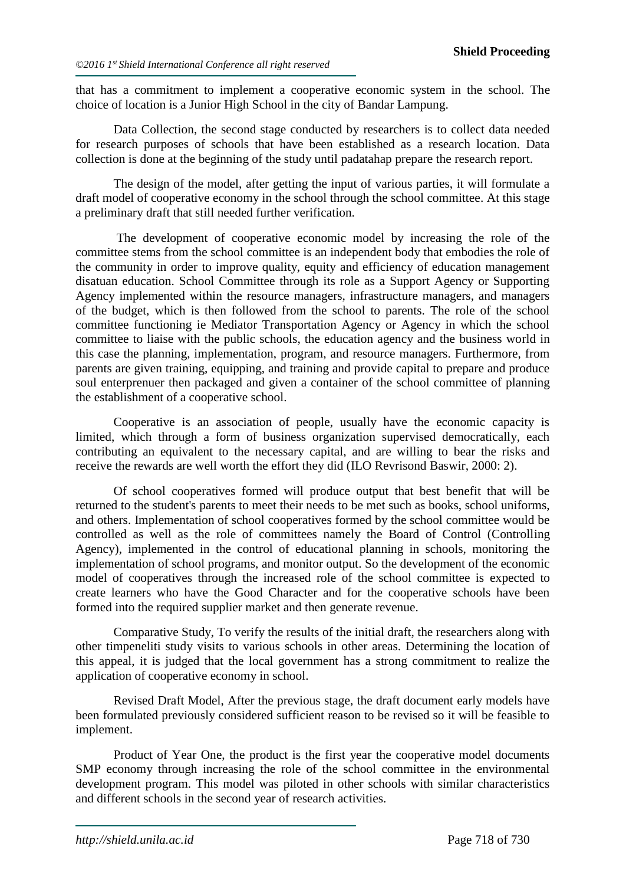that has a commitment to implement a cooperative economic system in the school. The choice of location is a Junior High School in the city of Bandar Lampung.

Data Collection, the second stage conducted by researchers is to collect data needed for research purposes of schools that have been established as a research location. Data collection is done at the beginning of the study until padatahap prepare the research report.

The design of the model, after getting the input of various parties, it will formulate a draft model of cooperative economy in the school through the school committee. At this stage a preliminary draft that still needed further verification.

The development of cooperative economic model by increasing the role of the committee stems from the school committee is an independent body that embodies the role of the community in order to improve quality, equity and efficiency of education management disatuan education. School Committee through its role as a Support Agency or Supporting Agency implemented within the resource managers, infrastructure managers, and managers of the budget, which is then followed from the school to parents. The role of the school committee functioning ie Mediator Transportation Agency or Agency in which the school committee to liaise with the public schools, the education agency and the business world in this case the planning, implementation, program, and resource managers. Furthermore, from parents are given training, equipping, and training and provide capital to prepare and produce soul enterprenuer then packaged and given a container of the school committee of planning the establishment of a cooperative school.

Cooperative is an association of people, usually have the economic capacity is limited, which through a form of business organization supervised democratically, each contributing an equivalent to the necessary capital, and are willing to bear the risks and receive the rewards are well worth the effort they did (ILO Revrisond Baswir, 2000: 2).

Of school cooperatives formed will produce output that best benefit that will be returned to the student's parents to meet their needs to be met such as books, school uniforms, and others. Implementation of school cooperatives formed by the school committee would be controlled as well as the role of committees namely the Board of Control (Controlling Agency), implemented in the control of educational planning in schools, monitoring the implementation of school programs, and monitor output. So the development of the economic model of cooperatives through the increased role of the school committee is expected to create learners who have the Good Character and for the cooperative schools have been formed into the required supplier market and then generate revenue.

Comparative Study, To verify the results of the initial draft, the researchers along with other timpeneliti study visits to various schools in other areas. Determining the location of this appeal, it is judged that the local government has a strong commitment to realize the application of cooperative economy in school.

Revised Draft Model, After the previous stage, the draft document early models have been formulated previously considered sufficient reason to be revised so it will be feasible to implement.

Product of Year One, the product is the first year the cooperative model documents SMP economy through increasing the role of the school committee in the environmental development program. This model was piloted in other schools with similar characteristics and different schools in the second year of research activities.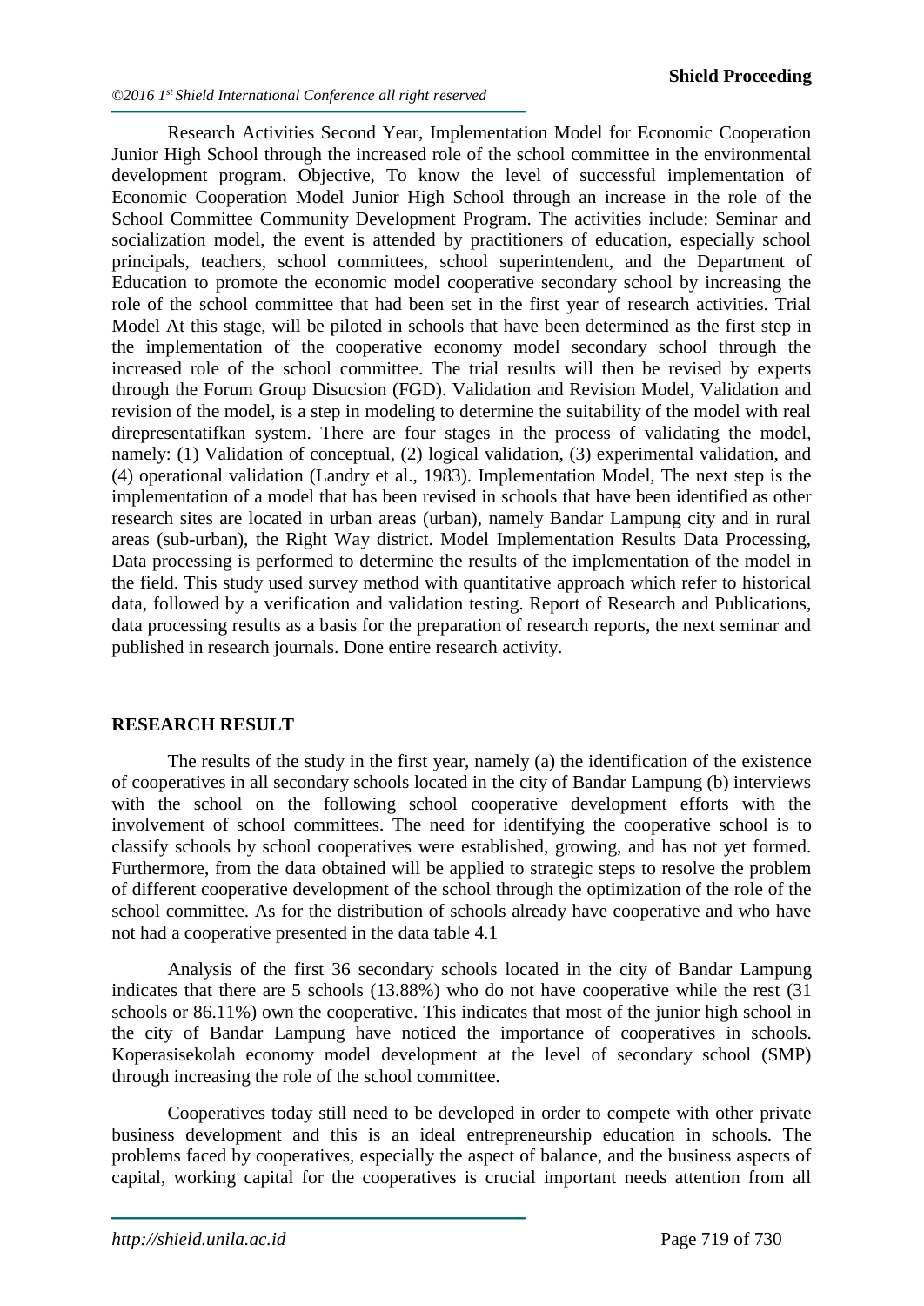Research Activities Second Year, Implementation Model for Economic Cooperation Junior High School through the increased role of the school committee in the environmental development program. Objective, To know the level of successful implementation of Economic Cooperation Model Junior High School through an increase in the role of the School Committee Community Development Program. The activities include: Seminar and socialization model, the event is attended by practitioners of education, especially school principals, teachers, school committees, school superintendent, and the Department of Education to promote the economic model cooperative secondary school by increasing the role of the school committee that had been set in the first year of research activities. Trial Model At this stage, will be piloted in schools that have been determined as the first step in the implementation of the cooperative economy model secondary school through the increased role of the school committee. The trial results will then be revised by experts through the Forum Group Disucsion (FGD). Validation and Revision Model, Validation and revision of the model, is a step in modeling to determine the suitability of the model with real direpresentatifkan system. There are four stages in the process of validating the model, namely: (1) Validation of conceptual, (2) logical validation, (3) experimental validation, and (4) operational validation (Landry et al., 1983). Implementation Model, The next step is the implementation of a model that has been revised in schools that have been identified as other research sites are located in urban areas (urban), namely Bandar Lampung city and in rural areas (sub-urban), the Right Way district. Model Implementation Results Data Processing, Data processing is performed to determine the results of the implementation of the model in the field. This study used survey method with quantitative approach which refer to historical data, followed by a verification and validation testing. Report of Research and Publications, data processing results as a basis for the preparation of research reports, the next seminar and published in research journals. Done entire research activity.

## RESEARCH RESULT

The results of the study in the first year, namely (a) the identification of the existence of cooperatives in all secondary schools located in the city of Bandar Lampung (b) interviews with the school on the following school cooperative development efforts with the involvement of school committees. The need for identifying the cooperative school is to classify schools by school cooperatives were established, growing, and has not yet formed. Furthermore, from the data obtained will be applied to strategic steps to resolve the problem of different cooperative development of the school through the optimization of the role of the school committee. As for the distribution of schools already have cooperative and who have not had a cooperative presented in the data table 4.1

Analysis of the first 36 secondary schools located in the city of Bandar Lampung indicates that there are 5 schools (13.88%) who do not have cooperative while the rest (31 schools or 86.11%) own the cooperative. This indicates that most of the junior high school in the city of Bandar Lampung have noticed the importance of cooperatives in schools. Koperasisekolah economy model development at the level of secondary school (SMP) through increasing the role of the school committee.

Cooperatives today still need to be developed in order to compete with other private business development and this is an ideal entrepreneurship education in schools. The problems faced by cooperatives, especially the aspect of balance, and the business aspects of capital, working capital for the cooperatives is crucial important needs attention from all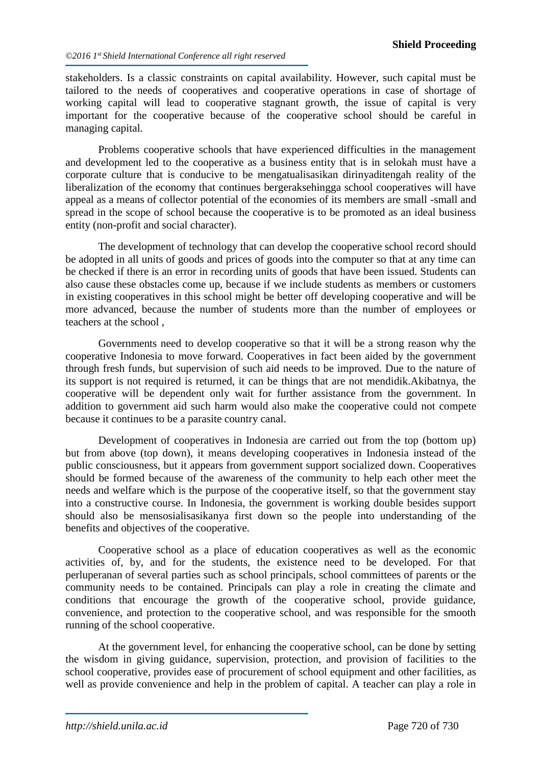stakeholders. Is a classic constraints on capital availability. However, such capital must be tailored to the needs of cooperatives and cooperative operations in case of shortage of working capital will lead to cooperative stagnant growth, the issue of capital is very important for the cooperative because of the cooperative school should be careful in managing capital.

Problems cooperative schools that have experienced difficulties in the management and development led to the cooperative as a business entity that is in selokah must have a corporate culture that is conducive to be mengatualisasikan dirinyaditengah reality of the liberalization of the economy that continues bergeraksehingga school cooperatives will have appeal as a means of collector potential of the economies of its members are small -small and spread in the scope of school because the cooperative is to be promoted as an ideal business entity (non-profit and social character).

The development of technology that can develop the cooperative school record should be adopted in all units of goods and prices of goods into the computer so that at any time can be checked if there is an error in recording units of goods that have been issued. Students can also cause these obstacles come up, because if we include students as members or customers in existing cooperatives in this school might be better off developing cooperative and will be more advanced, because the number of students more than the number of employees or teachers at the school ,

Governments need to develop cooperative so that it will be a strong reason why the cooperative Indonesia to move forward. Cooperatives in fact been aided by the government through fresh funds, but supervision of such aid needs to be improved. Due to the nature of its support is not required is returned, it can be things that are not mendidik.Akibatnya, the cooperative will be dependent only wait for further assistance from the government. In addition to government aid such harm would also make the cooperative could not compete because it continues to be a parasite country canal.

Development of cooperatives in Indonesia are carried out from the top (bottom up) but from above (top down), it means developing cooperatives in Indonesia instead of the public consciousness, but it appears from government support socialized down. Cooperatives should be formed because of the awareness of the community to help each other meet the needs and welfare which is the purpose of the cooperative itself, so that the government stay into a constructive course. In Indonesia, the government is working double besides support should also be mensosialisasikanya first down so the people into understanding of the benefits and objectives of the cooperative.

Cooperative school as a place of education cooperatives as well as the economic activities of, by, and for the students, the existence need to be developed. For that perluperanan of several parties such as school principals, school committees of parents or the community needs to be contained. Principals can play a role in creating the climate and conditions that encourage the growth of the cooperative school, provide guidance, convenience, and protection to the cooperative school, and was responsible for the smooth running of the school cooperative.

At the government level, for enhancing the cooperative school, can be done by setting the wisdom in giving guidance, supervision, protection, and provision of facilities to the school cooperative, provides ease of procurement of school equipment and other facilities, as well as provide convenience and help in the problem of capital. A teacher can play a role in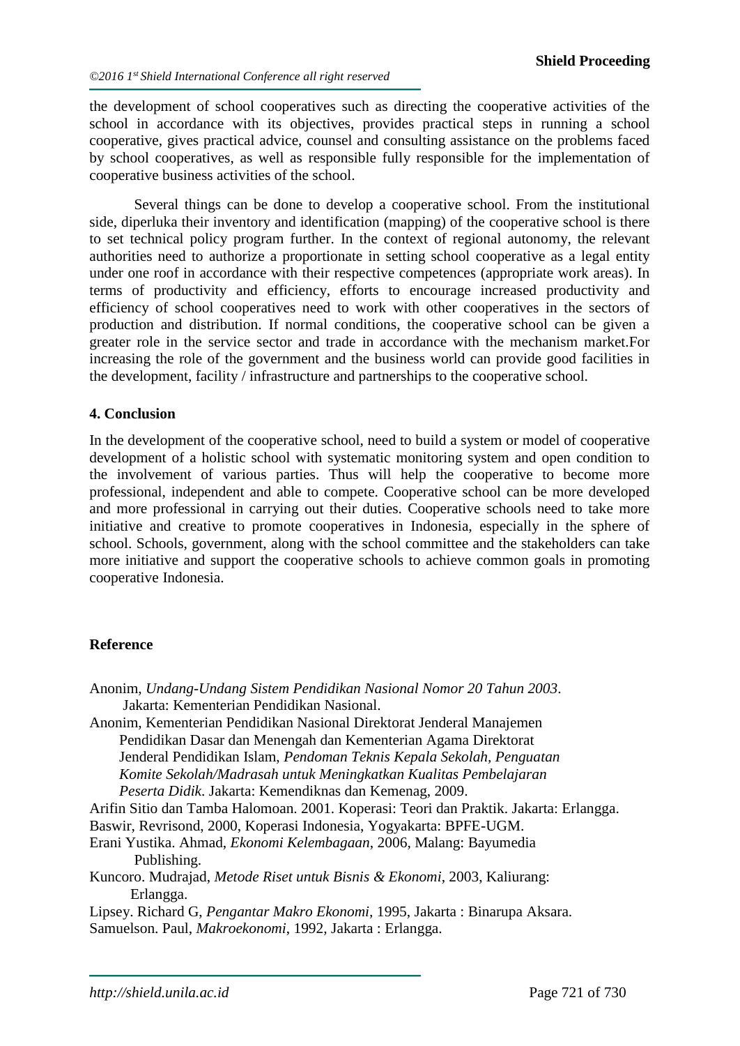the development of school cooperatives such as directing the cooperative activities of the school in accordance with its objectives, provides practical steps in running a school cooperative, gives practical advice, counsel and consulting assistance on the problems faced by school cooperatives, as well as responsible fully responsible for the implementation of cooperative business activities of the school.

Several things can be done to develop a cooperative school. From the institutional side, diperluka their inventory and identification (mapping) of the cooperative school is there to set technical policy program further. In the context of regional autonomy, the relevant authorities need to authorize a proportionate in setting school cooperative as a legal entity under one roof in accordance with their respective competences (appropriate work areas). In terms of productivity and efficiency, efforts to encourage increased productivity and efficiency of school cooperatives need to work with other cooperatives in the sectors of production and distribution. If normal conditions, the cooperative school can be given a greater role in the service sector and trade in accordance with the mechanism market.For increasing the role of the government and the business world can provide good facilities in the development, facility / infrastructure and partnerships to the cooperative school.

## 4. Conclusion

In the development of the cooperative school, need to build a system or model of cooperative development of a holistic school with systematic monitoring system and open condition to the involvement of various parties. Thus will help the cooperative to become more professional, independent and able to compete. Cooperative school can be more developed and more professional in carrying out their duties. Cooperative schools need to take more initiative and creative to promote cooperatives in Indonesia, especially in the sphere of school. Schools, government, along with the school committee and the stakeholders can take more initiative and support the cooperative schools to achieve common goals in promoting cooperative Indonesia.

## Reference

Anonim, *Undang-Undang Sistem Pendidikan Nasional Nomor 20 Tahun 2003*. Jakarta: Kementerian Pendidikan Nasional.

Anonim, Kementerian Pendidikan Nasional Direktorat Jenderal Manajemen Pendidikan Dasar dan Menengah dan Kementerian Agama Direktorat Jenderal Pendidikan Islam, *Pendoman Teknis Kepala Sekolah, Penguatan Komite Sekolah/Madrasah untuk Meningkatkan Kualitas Pembelajaran Peserta Didik*. Jakarta: Kemendiknas dan Kemenag, 2009.

Arifin Sitio dan Tamba Halomoan. 2001. Koperasi: Teori dan Praktik. Jakarta: Erlangga.

Baswir, Revrisond, 2000, Koperasi Indonesia, Yogyakarta: BPFE-UGM.

Erani Yustika. Ahmad, *Ekonomi Kelembagaan*, 2006, Malang: Bayumedia Publishing.

Kuncoro. Mudrajad, *Metode Riset untuk Bisnis & Ekonomi*, 2003, Kaliurang: Erlangga.

Lipsey. Richard G, *Pengantar Makro Ekonomi*, 1995, Jakarta : Binarupa Aksara.

Samuelson. Paul, *Makroekonomi*, 1992, Jakarta : Erlangga.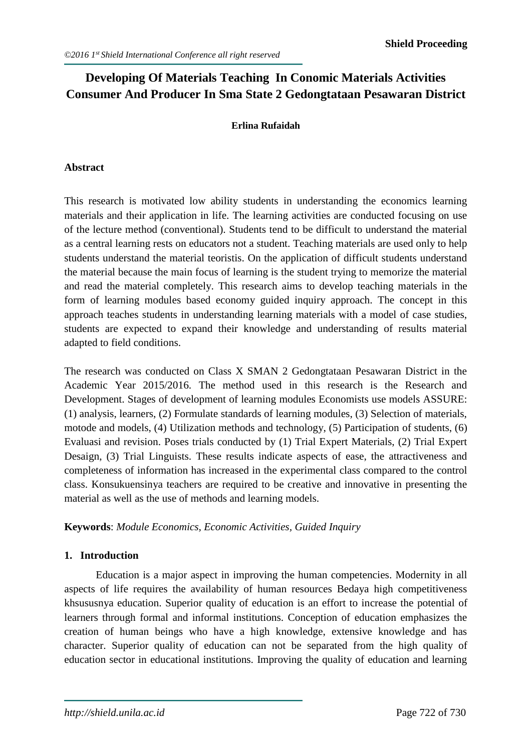# Developing Of Materials Teaching In Conomic Materials Activities Consumer And Producer In Sma State 2 Gedongtataan Pesawaran District

**Erlina Rufaidah**

## Abstract

This research is motivated low ability students in understanding the economics learning materials and their application in life. The learning activities are conducted focusing on use of the lecture method (conventional). Students tend to be difficult to understand the material as a central learning rests on educators not a student. Teaching materials are used only to help students understand the material teoristis. On the application of difficult students understand the material because the main focus of learning is the student trying to memorize the material and read the material completely. This research aims to develop teaching materials in the form of learning modules based economy guided inquiry approach. The concept in this approach teaches students in understanding learning materials with a model of case studies, students are expected to expand their knowledge and understanding of results material adapted to field conditions.

The research was conducted on Class X SMAN 2 Gedongtataan Pesawaran District in the Academic Year 2015/2016. The method used in this research is the Research and Development. Stages of development of learning modules Economists use models ASSURE: (1) analysis, learners, (2) Formulate standards of learning modules, (3) Selection of materials, motode and models, (4) Utilization methods and technology, (5) Participation of students, (6) Evaluasi and revision. Poses trials conducted by (1) Trial Expert Materials, (2) Trial Expert Desaign, (3) Trial Linguists. These results indicate aspects of ease, the attractiveness and completeness of information has increased in the experimental class compared to the control class. Konsukuensinya teachers are required to be creative and innovative in presenting the material as well as the use of methods and learning models.

**Keywords**: *Module Economics, Economic Activities, Guided Inquiry*

## 1. Introduction

Education is a major aspect in improving the human competencies. Modernity in all aspects of life requires the availability of human resources Bedaya high competitiveness khsususnya education. Superior quality of education is an effort to increase the potential of learners through formal and informal institutions. Conception of education emphasizes the creation of human beings who have a high knowledge, extensive knowledge and has character. Superior quality of education can not be separated from the high quality of education sector in educational institutions. Improving the quality of education and learning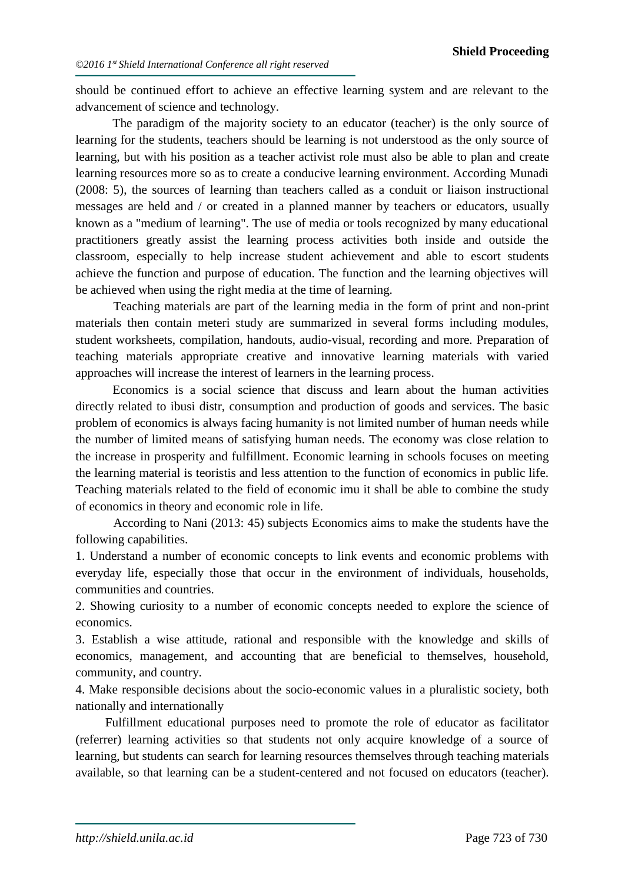should be continued effort to achieve an effective learning system and are relevant to the advancement of science and technology.

The paradigm of the majority society to an educator (teacher) is the only source of learning for the students, teachers should be learning is not understood as the only source of learning, but with his position as a teacher activist role must also be able to plan and create learning resources more so as to create a conducive learning environment. According Munadi (2008: 5), the sources of learning than teachers called as a conduit or liaison instructional messages are held and / or created in a planned manner by teachers or educators, usually known as a "medium of learning". The use of media or tools recognized by many educational practitioners greatly assist the learning process activities both inside and outside the classroom, especially to help increase student achievement and able to escort students achieve the function and purpose of education. The function and the learning objectives will be achieved when using the right media at the time of learning.

Teaching materials are part of the learning media in the form of print and non-print materials then contain meteri study are summarized in several forms including modules, student worksheets, compilation, handouts, audio-visual, recording and more. Preparation of teaching materials appropriate creative and innovative learning materials with varied approaches will increase the interest of learners in the learning process.

Economics is a social science that discuss and learn about the human activities directly related to ibusi distr, consumption and production of goods and services. The basic problem of economics is always facing humanity is not limited number of human needs while the number of limited means of satisfying human needs. The economy was close relation to the increase in prosperity and fulfillment. Economic learning in schools focuses on meeting the learning material is teoristis and less attention to the function of economics in public life. Teaching materials related to the field of economic imu it shall be able to combine the study of economics in theory and economic role in life.

According to Nani (2013: 45) subjects Economics aims to make the students have the following capabilities.

1. Understand a number of economic concepts to link events and economic problems with everyday life, especially those that occur in the environment of individuals, households, communities and countries.
2. Showing curiosity to a number of economic concepts needed to explore the science of economics.
3. Establish a wise attitude, rational and responsible with the knowledge and skills of economics, management, and accounting that are beneficial to themselves, household, community, and country.
4. Make responsible decisions about the socio-economic values in a pluralistic society, both nationally and internationally

Fulfillment educational purposes need to promote the role of educator as facilitator (referrer) learning activities so that students not only acquire knowledge of a source of learning, but students can search for learning resources themselves through teaching materials available, so that learning can be a student-centered and not focused on educators (teacher).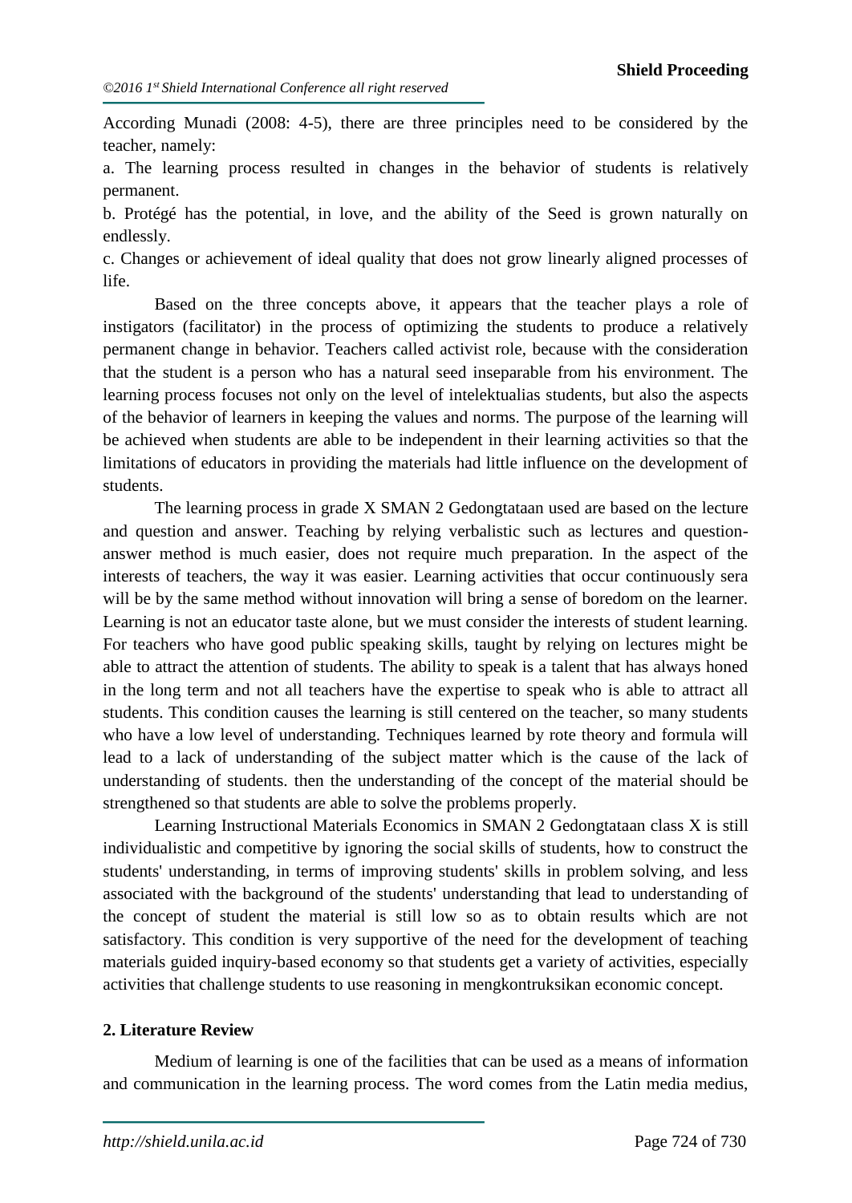According Munadi (2008: 4-5), there are three principles need to be considered by the teacher, namely:

a. The learning process resulted in changes in the behavior of students is relatively permanent.

b. Protégé has the potential, in love, and the ability of the Seed is grown naturally on endlessly.

c. Changes or achievement of ideal quality that does not grow linearly aligned processes of life.

Based on the three concepts above, it appears that the teacher plays a role of instigators (facilitator) in the process of optimizing the students to produce a relatively permanent change in behavior. Teachers called activist role, because with the consideration that the student is a person who has a natural seed inseparable from his environment. The learning process focuses not only on the level of intelektualias students, but also the aspects of the behavior of learners in keeping the values and norms. The purpose of the learning will be achieved when students are able to be independent in their learning activities so that the limitations of educators in providing the materials had little influence on the development of students.

The learning process in grade X SMAN 2 Gedongtataan used are based on the lecture and question and answer. Teaching by relying verbalistic such as lectures and question-answer method is much easier, does not require much preparation. In the aspect of the interests of teachers, the way it was easier. Learning activities that occur continuously sera will be by the same method without innovation will bring a sense of boredom on the learner. Learning is not an educator taste alone, but we must consider the interests of student learning. For teachers who have good public speaking skills, taught by relying on lectures might be able to attract the attention of students. The ability to speak is a talent that has always honed in the long term and not all teachers have the expertise to speak who is able to attract all students. This condition causes the learning is still centered on the teacher, so many students who have a low level of understanding. Techniques learned by rote theory and formula will lead to a lack of understanding of the subject matter which is the cause of the lack of understanding of students. then the understanding of the concept of the material should be strengthened so that students are able to solve the problems properly.

Learning Instructional Materials Economics in SMAN 2 Gedongtataan class X is still individualistic and competitive by ignoring the social skills of students, how to construct the students' understanding, in terms of improving students' skills in problem solving, and less associated with the background of the students' understanding that lead to understanding of the concept of student the material is still low so as to obtain results which are not satisfactory. This condition is very supportive of the need for the development of teaching materials guided inquiry-based economy so that students get a variety of activities, especially activities that challenge students to use reasoning in mengkontruksikan economic concept.

## 2. Literature Review

Medium of learning is one of the facilities that can be used as a means of information and communication in the learning process. The word comes from the Latin media medius,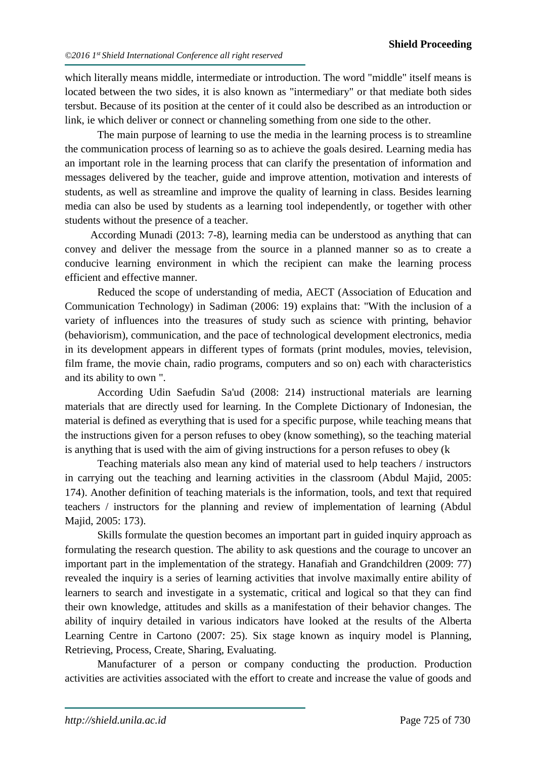which literally means middle, intermediate or introduction. The word "middle" itself means is located between the two sides, it is also known as "intermediary" or that mediate both sides tersbut. Because of its position at the center of it could also be described as an introduction or link, ie which deliver or connect or channeling something from one side to the other.

The main purpose of learning to use the media in the learning process is to streamline the communication process of learning so as to achieve the goals desired. Learning media has an important role in the learning process that can clarify the presentation of information and messages delivered by the teacher, guide and improve attention, motivation and interests of students, as well as streamline and improve the quality of learning in class. Besides learning media can also be used by students as a learning tool independently, or together with other students without the presence of a teacher.

According Munadi (2013: 7-8), learning media can be understood as anything that can convey and deliver the message from the source in a planned manner so as to create a conducive learning environment in which the recipient can make the learning process efficient and effective manner.

Reduced the scope of understanding of media, AECT (Association of Education and Communication Technology) in Sadiman (2006: 19) explains that: "With the inclusion of a variety of influences into the treasures of study such as science with printing, behavior (behaviorism), communication, and the pace of technological development electronics, media in its development appears in different types of formats (print modules, movies, television, film frame, the movie chain, radio programs, computers and so on) each with characteristics and its ability to own ".

According Udin Saefudin Sa'ud (2008: 214) instructional materials are learning materials that are directly used for learning. In the Complete Dictionary of Indonesian, the material is defined as everything that is used for a specific purpose, while teaching means that the instructions given for a person refuses to obey (know something), so the teaching material is anything that is used with the aim of giving instructions for a person refuses to obey (k

Teaching materials also mean any kind of material used to help teachers / instructors in carrying out the teaching and learning activities in the classroom (Abdul Majid, 2005: 174). Another definition of teaching materials is the information, tools, and text that required teachers / instructors for the planning and review of implementation of learning (Abdul Majid, 2005: 173).

Skills formulate the question becomes an important part in guided inquiry approach as formulating the research question. The ability to ask questions and the courage to uncover an important part in the implementation of the strategy. Hanafiah and Grandchildren (2009: 77) revealed the inquiry is a series of learning activities that involve maximally entire ability of learners to search and investigate in a systematic, critical and logical so that they can find their own knowledge, attitudes and skills as a manifestation of their behavior changes. The ability of inquiry detailed in various indicators have looked at the results of the Alberta Learning Centre in Cartono (2007: 25). Six stage known as inquiry model is Planning, Retrieving, Process, Create, Sharing, Evaluating.

Manufacturer of a person or company conducting the production. Production activities are activities associated with the effort to create and increase the value of goods and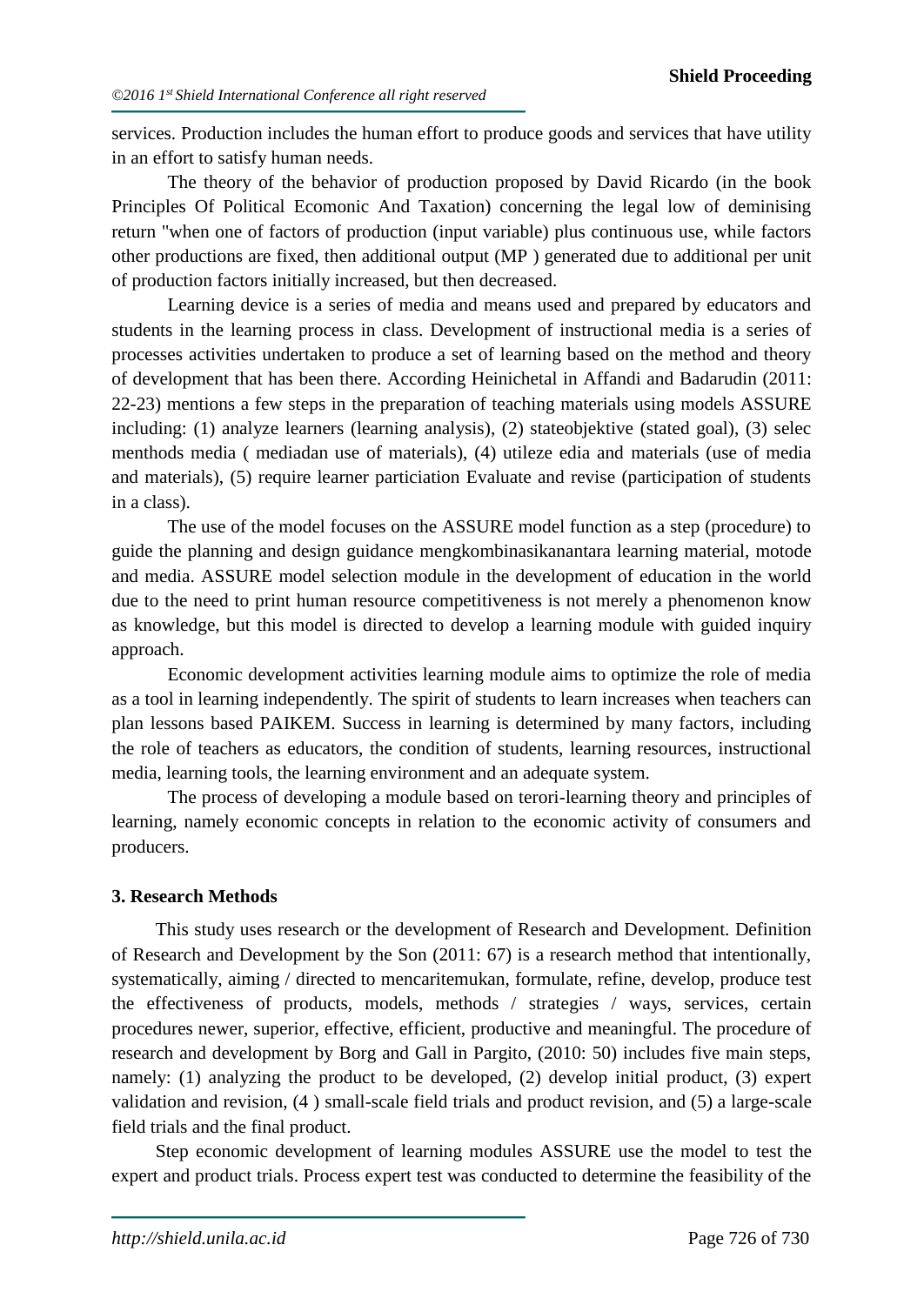services. Production includes the human effort to produce goods and services that have utility in an effort to satisfy human needs.

The theory of the behavior of production proposed by David Ricardo (in the book Principles Of Political Ecomonic And Taxation) concerning the legal low of deminising return "when one of factors of production (input variable) plus continuous use, while factors other productions are fixed, then additional output (MP ) generated due to additional per unit of production factors initially increased, but then decreased.

Learning device is a series of media and means used and prepared by educators and students in the learning process in class. Development of instructional media is a series of processes activities undertaken to produce a set of learning based on the method and theory of development that has been there. According Heinichetal in Affandi and Badarudin (2011: 22-23) mentions a few steps in the preparation of teaching materials using models ASSURE including: (1) analyze learners (learning analysis), (2) stateobjektive (stated goal), (3) selec menthods media ( mediadan use of materials), (4) utileze edia and materials (use of media and materials), (5) require learner particiation Evaluate and revise (participation of students in a class).

The use of the model focuses on the ASSURE model function as a step (procedure) to guide the planning and design guidance mengkombinasikanantara learning material, motode and media. ASSURE model selection module in the development of education in the world due to the need to print human resource competitiveness is not merely a phenomenon know as knowledge, but this model is directed to develop a learning module with guided inquiry approach.

Economic development activities learning module aims to optimize the role of media as a tool in learning independently. The spirit of students to learn increases when teachers can plan lessons based PAIKEM. Success in learning is determined by many factors, including the role of teachers as educators, the condition of students, learning resources, instructional media, learning tools, the learning environment and an adequate system.

The process of developing a module based on terori-learning theory and principles of learning, namely economic concepts in relation to the economic activity of consumers and producers.

### 3. Research Methods

This study uses research or the development of Research and Development. Definition of Research and Development by the Son (2011: 67) is a research method that intentionally, systematically, aiming / directed to mencaritemukan, formulate, refine, develop, produce test the effectiveness of products, models, methods / strategies / ways, services, certain procedures newer, superior, effective, efficient, productive and meaningful. The procedure of research and development by Borg and Gall in Pargito, (2010: 50) includes five main steps, namely: (1) analyzing the product to be developed, (2) develop initial product, (3) expert validation and revision, (4 ) small-scale field trials and product revision, and (5) a large-scale field trials and the final product.

Step economic development of learning modules ASSURE use the model to test the expert and product trials. Process expert test was conducted to determine the feasibility of the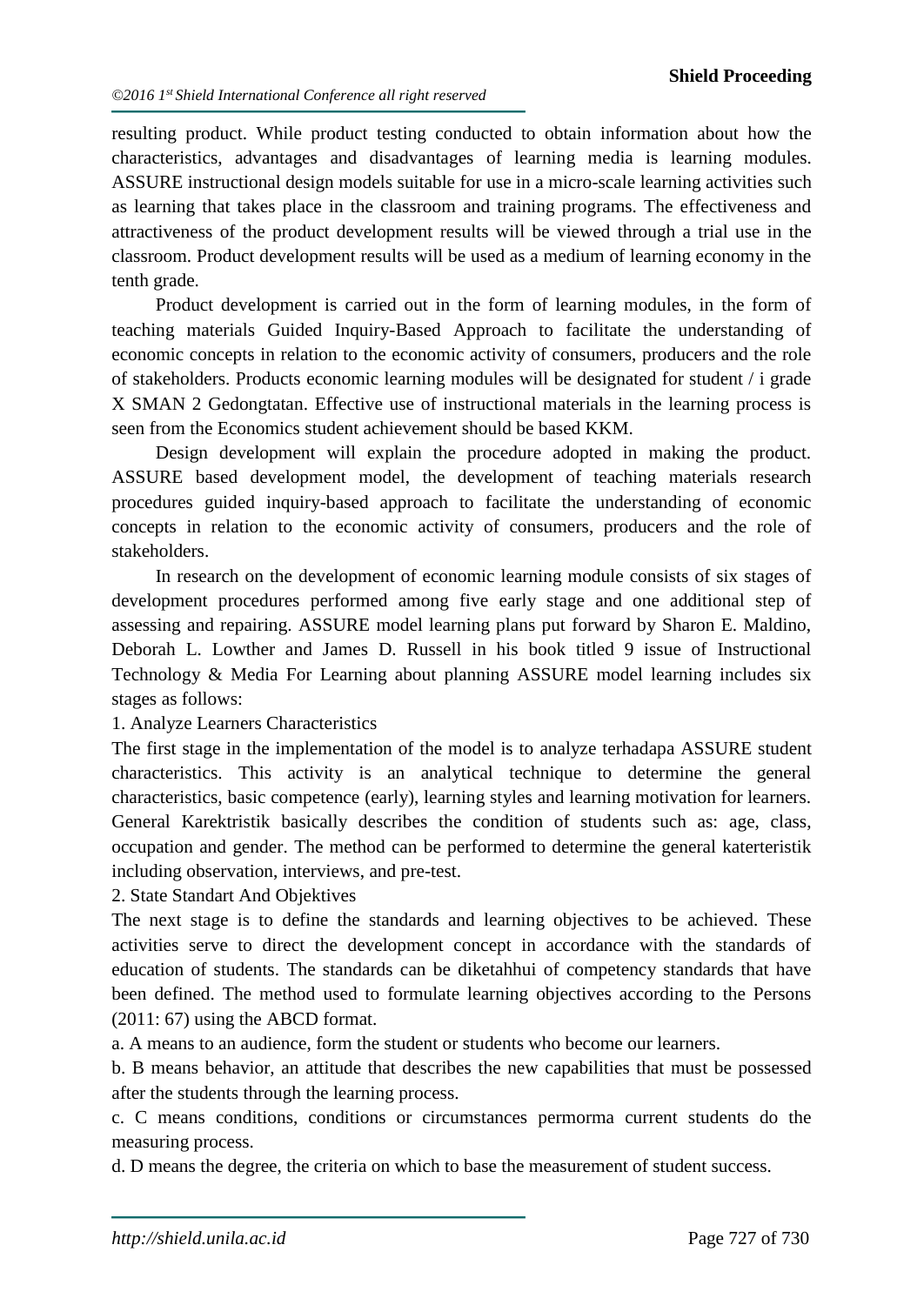resulting product. While product testing conducted to obtain information about how the characteristics, advantages and disadvantages of learning media is learning modules. ASSURE instructional design models suitable for use in a micro-scale learning activities such as learning that takes place in the classroom and training programs. The effectiveness and attractiveness of the product development results will be viewed through a trial use in the classroom. Product development results will be used as a medium of learning economy in the tenth grade.

Product development is carried out in the form of learning modules, in the form of teaching materials Guided Inquiry-Based Approach to facilitate the understanding of economic concepts in relation to the economic activity of consumers, producers and the role of stakeholders. Products economic learning modules will be designated for student / i grade X SMAN 2 Gedongtatan. Effective use of instructional materials in the learning process is seen from the Economics student achievement should be based KKM.

Design development will explain the procedure adopted in making the product. ASSURE based development model, the development of teaching materials research procedures guided inquiry-based approach to facilitate the understanding of economic concepts in relation to the economic activity of consumers, producers and the role of stakeholders.

In research on the development of economic learning module consists of six stages of development procedures performed among five early stage and one additional step of assessing and repairing. ASSURE model learning plans put forward by Sharon E. Maldino, Deborah L. Lowther and James D. Russell in his book titled 9 issue of Instructional Technology & Media For Learning about planning ASSURE model learning includes six stages as follows:

1. Analyze Learners Characteristics

The first stage in the implementation of the model is to analyze terhadapa ASSURE student characteristics. This activity is an analytical technique to determine the general characteristics, basic competence (early), learning styles and learning motivation for learners. General Karektristik basically describes the condition of students such as: age, class, occupation and gender. The method can be performed to determine the general katerteristik including observation, interviews, and pre-test.

2. State Standart And Objektives

The next stage is to define the standards and learning objectives to be achieved. These activities serve to direct the development concept in accordance with the standards of education of students. The standards can be diketahhui of competency standards that have been defined. The method used to formulate learning objectives according to the Persons (2011: 67) using the ABCD format.

a. A means to an audience, form the student or students who become our learners.

b. B means behavior, an attitude that describes the new capabilities that must be possessed after the students through the learning process.

c. C means conditions, conditions or circumstances permorma current students do the measuring process.

d. D means the degree, the criteria on which to base the measurement of student success.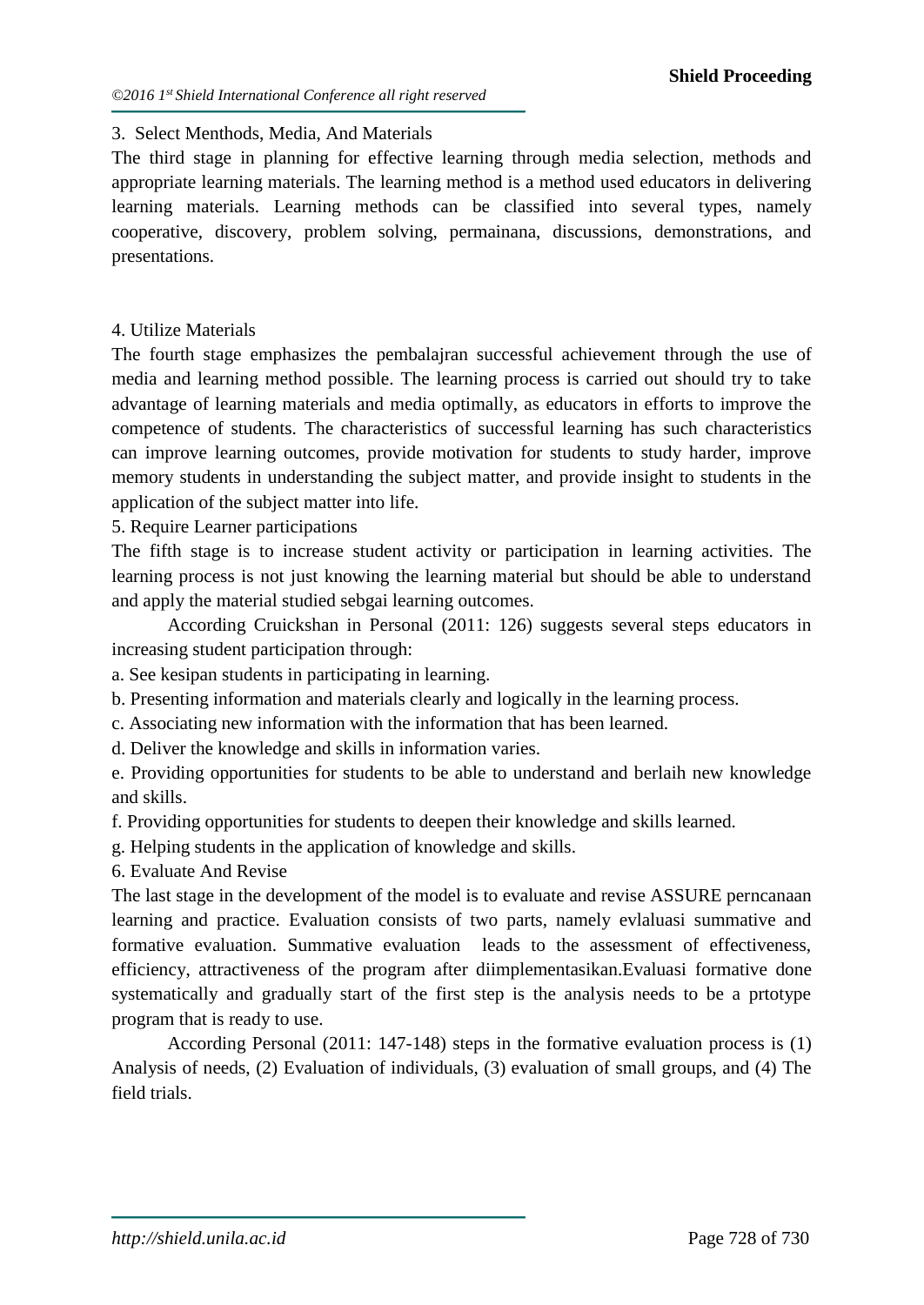3. Select Menthods, Media, And Materials

The third stage in planning for effective learning through media selection, methods and appropriate learning materials. The learning method is a method used educators in delivering learning materials. Learning methods can be classified into several types, namely cooperative, discovery, problem solving, permainana, discussions, demonstrations, and presentations.

4. Utilize Materials

The fourth stage emphasizes the pembalajran successful achievement through the use of media and learning method possible. The learning process is carried out should try to take advantage of learning materials and media optimally, as educators in efforts to improve the competence of students. The characteristics of successful learning has such characteristics can improve learning outcomes, provide motivation for students to study harder, improve memory students in understanding the subject matter, and provide insight to students in the application of the subject matter into life.

5. Require Learner participations

The fifth stage is to increase student activity or participation in learning activities. The learning process is not just knowing the learning material but should be able to understand and apply the material studied sebgai learning outcomes.

According Cruickshan in Personal (2011: 126) suggests several steps educators in increasing student participation through:

a. See kesipan students in participating in learning.

b. Presenting information and materials clearly and logically in the learning process.

c. Associating new information with the information that has been learned.

d. Deliver the knowledge and skills in information varies.

e. Providing opportunities for students to be able to understand and berlaih new knowledge and skills.

f. Providing opportunities for students to deepen their knowledge and skills learned.

g. Helping students in the application of knowledge and skills.

6. Evaluate And Revise

The last stage in the development of the model is to evaluate and revise ASSURE perncanaan learning and practice. Evaluation consists of two parts, namely evlaluasi summative and formative evaluation. Summative evaluation leads to the assessment of effectiveness, efficiency, attractiveness of the program after diimplementasikan.Evaluasi formative done systematically and gradually start of the first step is the analysis needs to be a prtotype program that is ready to use.

According Personal (2011: 147-148) steps in the formative evaluation process is (1) Analysis of needs, (2) Evaluation of individuals, (3) evaluation of small groups, and (4) The field trials.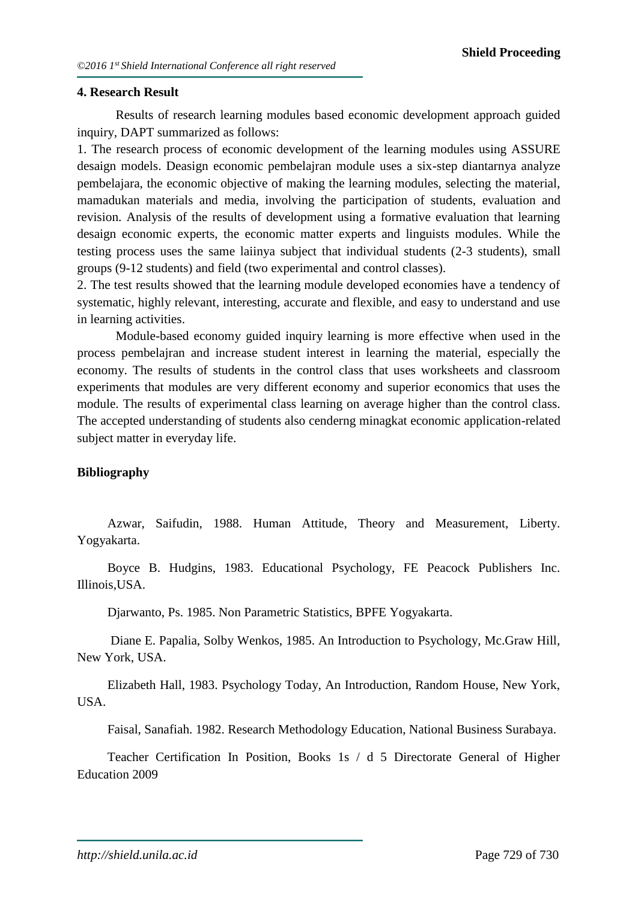## 4. Research Result

Results of research learning modules based economic development approach guided inquiry, DAPT summarized as follows:

1. The research process of economic development of the learning modules using ASSURE desaign models. Deasign economic pembelajran module uses a six-step diantarnya analyze pembelajara, the economic objective of making the learning modules, selecting the material, mamadukan materials and media, involving the participation of students, evaluation and revision. Analysis of the results of development using a formative evaluation that learning desaign economic experts, the economic matter experts and linguists modules. While the testing process uses the same laiinya subject that individual students (2-3 students), small groups (9-12 students) and field (two experimental and control classes).
2. The test results showed that the learning module developed economies have a tendency of systematic, highly relevant, interesting, accurate and flexible, and easy to understand and use in learning activities.

Module-based economy guided inquiry learning is more effective when used in the process pembelajran and increase student interest in learning the material, especially the economy. The results of students in the control class that uses worksheets and classroom experiments that modules are very different economy and superior economics that uses the module. The results of experimental class learning on average higher than the control class. The accepted understanding of students also cenderng minagkat economic application-related subject matter in everyday life.

## Bibliography

Azwar, Saifudin, 1988. Human Attitude, Theory and Measurement, Liberty. Yogyakarta.

Boyce B. Hudgins, 1983. Educational Psychology, FE Peacock Publishers Inc. Illinois,USA.

Djarwanto, Ps. 1985. Non Parametric Statistics, BPFE Yogyakarta.

Diane E. Papalia, Solby Wenkos, 1985. An Introduction to Psychology, Mc.Graw Hill, New York, USA.

Elizabeth Hall, 1983. Psychology Today, An Introduction, Random House, New York, USA.

Faisal, Sanafiah. 1982. Research Methodology Education, National Business Surabaya.

Teacher Certification In Position, Books 1s / d 5 Directorate General of Higher Education 2009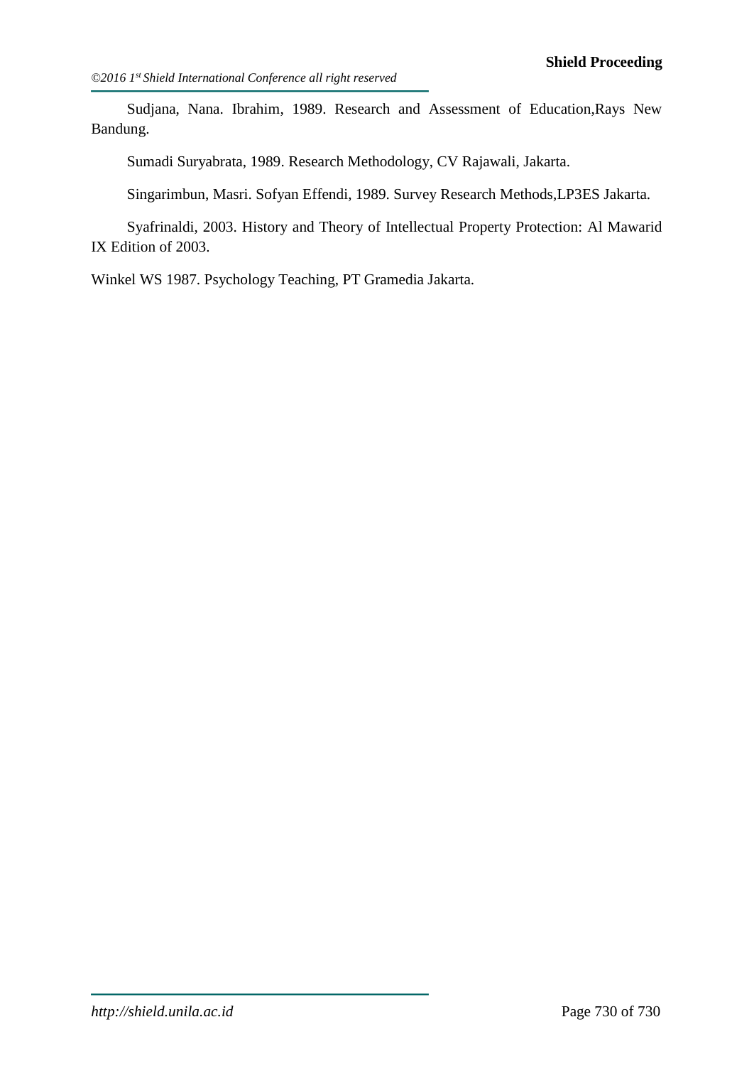Sudjana, Nana. Ibrahim, 1989. Research and Assessment of Education,Rays New Bandung.

Sumadi Suryabrata, 1989. Research Methodology, CV Rajawali, Jakarta.

Singarimbun, Masri. Sofyan Effendi, 1989. Survey Research Methods,LP3ES Jakarta.

Syafrinaldi, 2003. History and Theory of Intellectual Property Protection: Al Mawarid IX Edition of 2003.

Winkel WS 1987. Psychology Teaching, PT Gramedia Jakarta.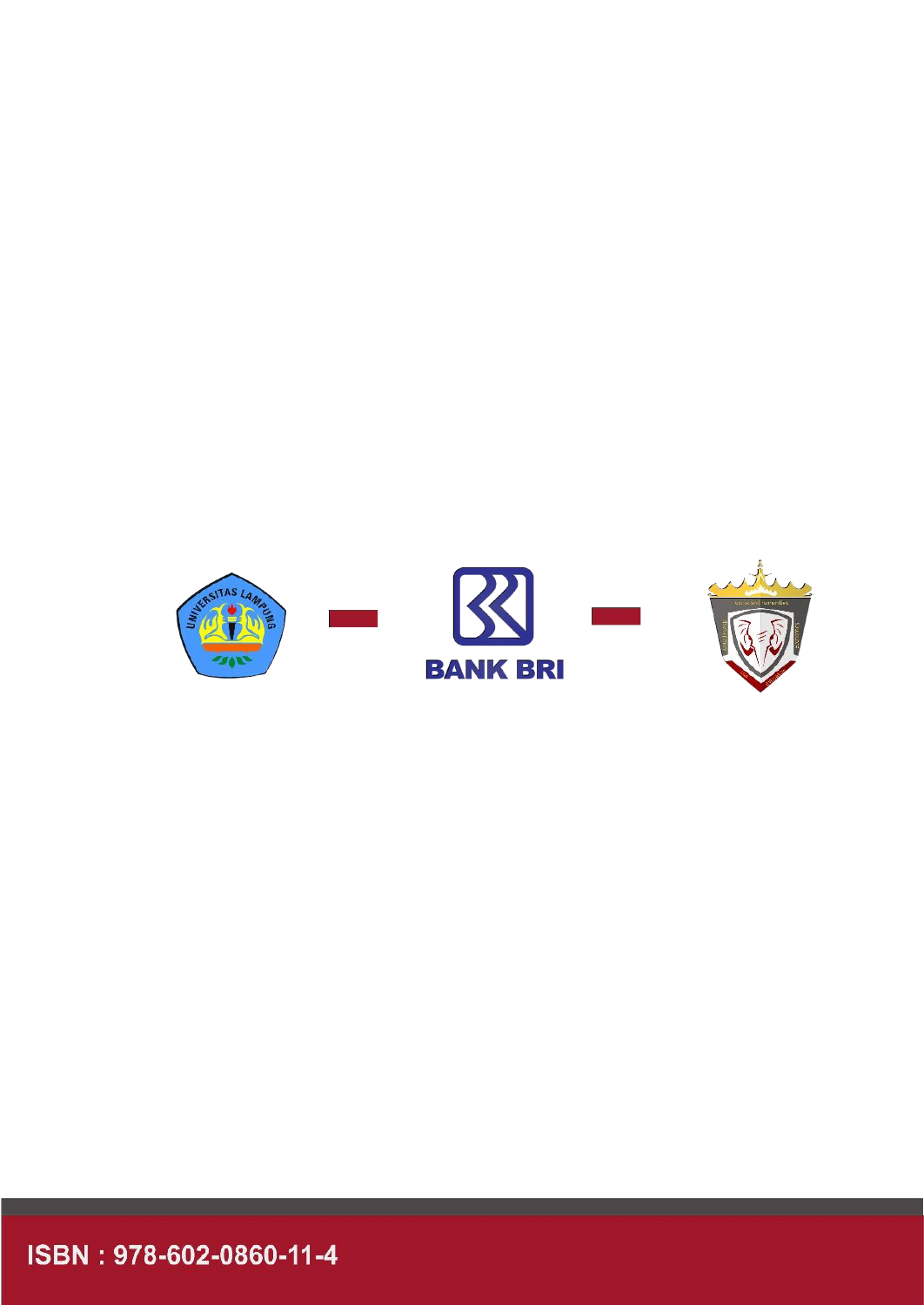BANK BRI

ISBN : 978-602-0860-11-4